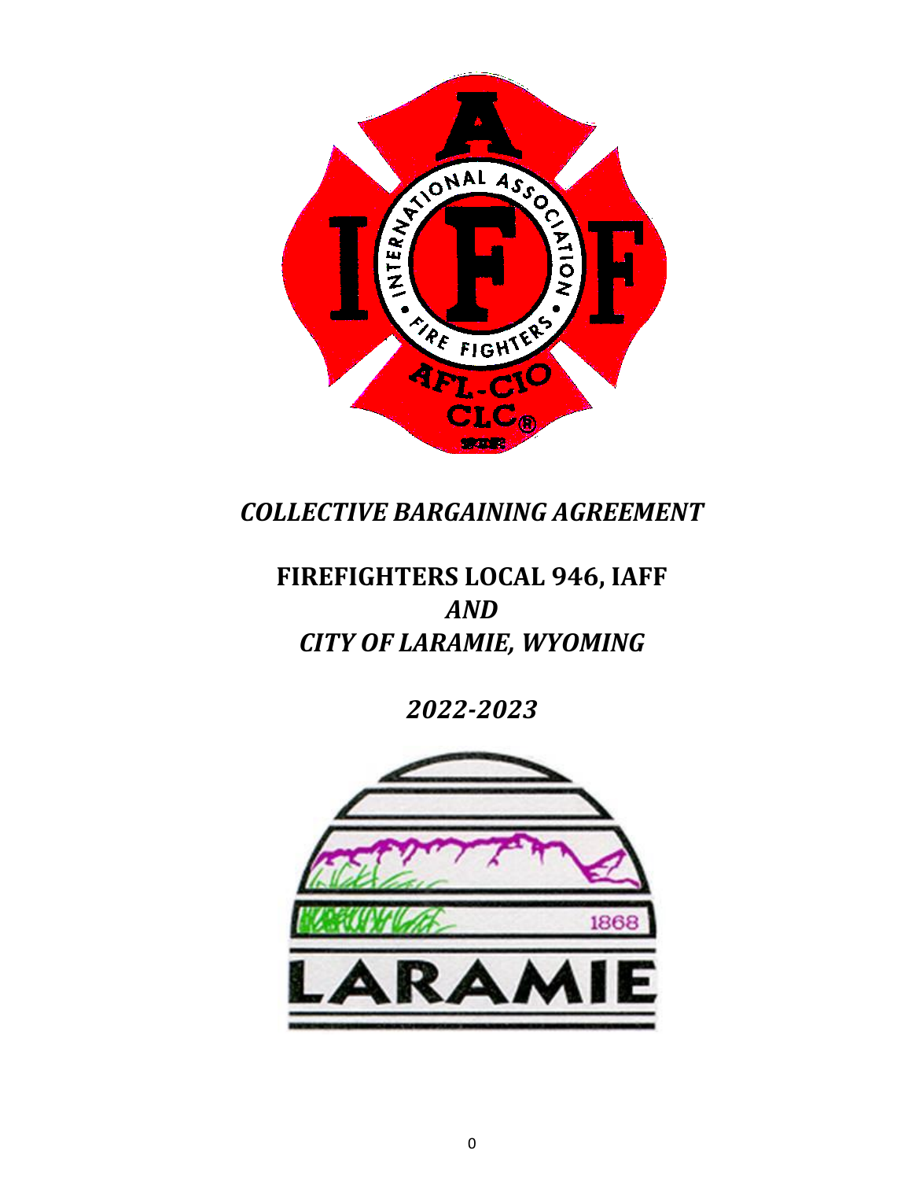# *COLLECTIVE BARGAINING AGREEMENT*

# FIREFIGHTERS LOCAL 946, IAFF
# *AND*
# *CITY OF LARAMIE, WYOMING*

## *2022-2023*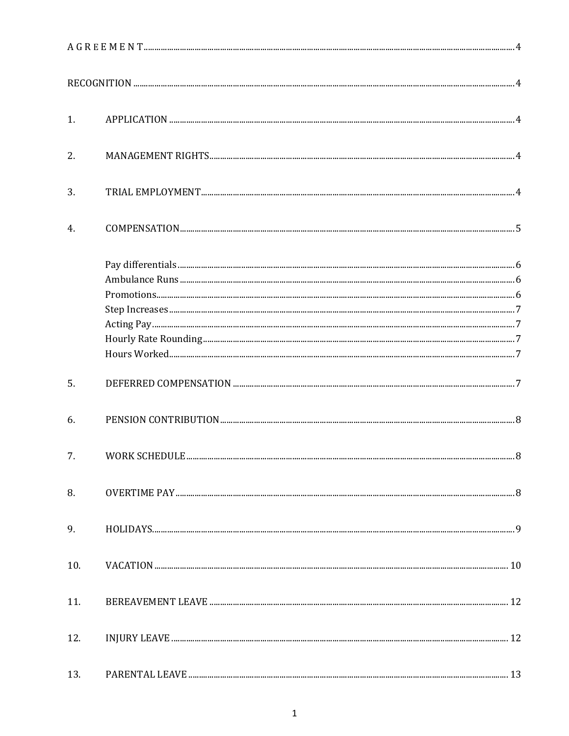A G R E E M E N T ........................................................................................................................................ 4

RECOGNITION ........................................................................................................................................ 4

1. APPLICATION ........................................................................................................................................ 4

2. MANAGEMENT RIGHTS ........................................................................................................................................ 4

3. TRIAL EMPLOYMENT ........................................................................................................................................ 4

4. COMPENSATION ........................................................................................................................................ 5

   Pay differentials ........................................................................................................................................ 6
   Ambulance Runs ........................................................................................................................................ 6
   Promotions ........................................................................................................................................ 6
   Step Increases ........................................................................................................................................ 7
   Acting Pay ........................................................................................................................................ 7
   Hourly Rate Rounding ........................................................................................................................................ 7
   Hours Worked ........................................................................................................................................ 7

5. DEFERRED COMPENSATION ........................................................................................................................................ 7

6. PENSION CONTRIBUTION ........................................................................................................................................ 8

7. WORK SCHEDULE ........................................................................................................................................ 8

8. OVERTIME PAY ........................................................................................................................................ 8

9. HOLIDAYS ........................................................................................................................................ 9

10. VACATION ........................................................................................................................................ 10

11. BEREAVEMENT LEAVE ........................................................................................................................................ 12

12. INJURY LEAVE ........................................................................................................................................ 12

13. PARENTAL LEAVE ........................................................................................................................................ 13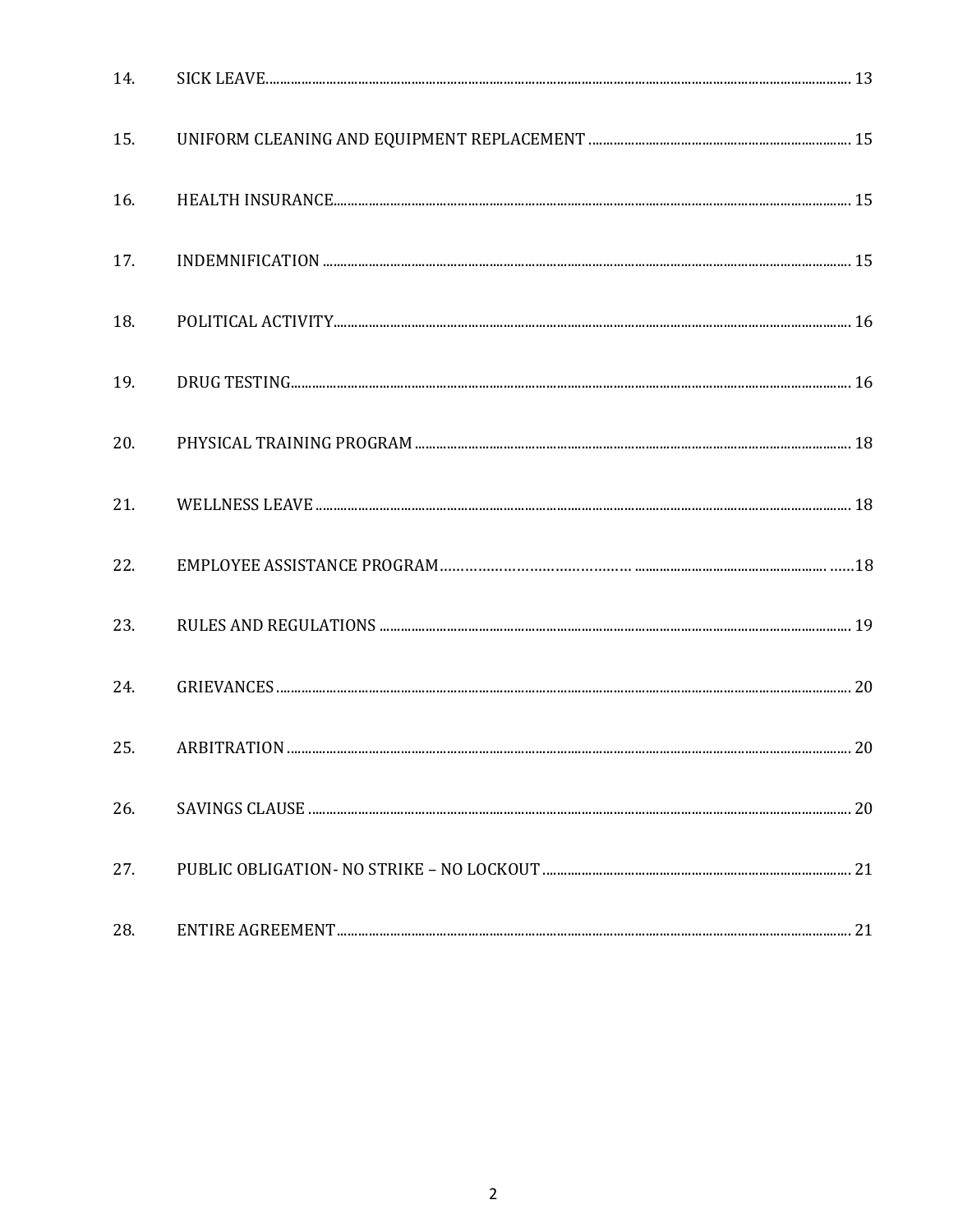| | | |
|---|---|---|
| 14. | SICK LEAVE | 13 |
| 15. | UNIFORM CLEANING AND EQUIPMENT REPLACEMENT | 15 |
| 16. | HEALTH INSURANCE | 15 |
| 17. | INDEMNIFICATION | 15 |
| 18. | POLITICAL ACTIVITY | 16 |
| 19. | DRUG TESTING | 16 |
| 20. | PHYSICAL TRAINING PROGRAM | 18 |
| 21. | WELLNESS LEAVE | 18 |
| 22. | EMPLOYEE ASSISTANCE PROGRAM | 18 |
| 23. | RULES AND REGULATIONS | 19 |
| 24. | GRIEVANCES | 20 |
| 25. | ARBITRATION | 20 |
| 26. | SAVINGS CLAUSE | 20 |
| 27. | PUBLIC OBLIGATION- NO STRIKE – NO LOCKOUT | 21 |
| 28. | ENTIRE AGREEMENT | 21 |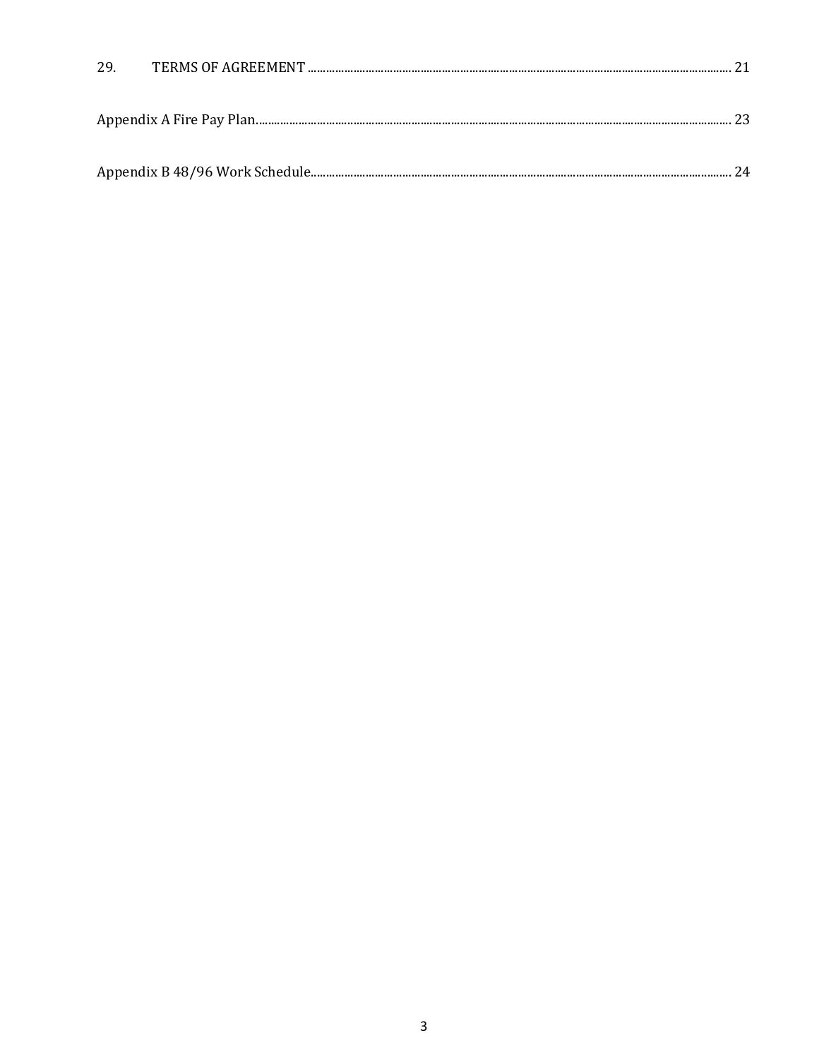29. TERMS OF AGREEMENT ..................................................................................................................................... 21

Appendix A Fire Pay Plan.................................................................................................................................................. 23

Appendix B 48/96 Work Schedule................................................................................................................................... 24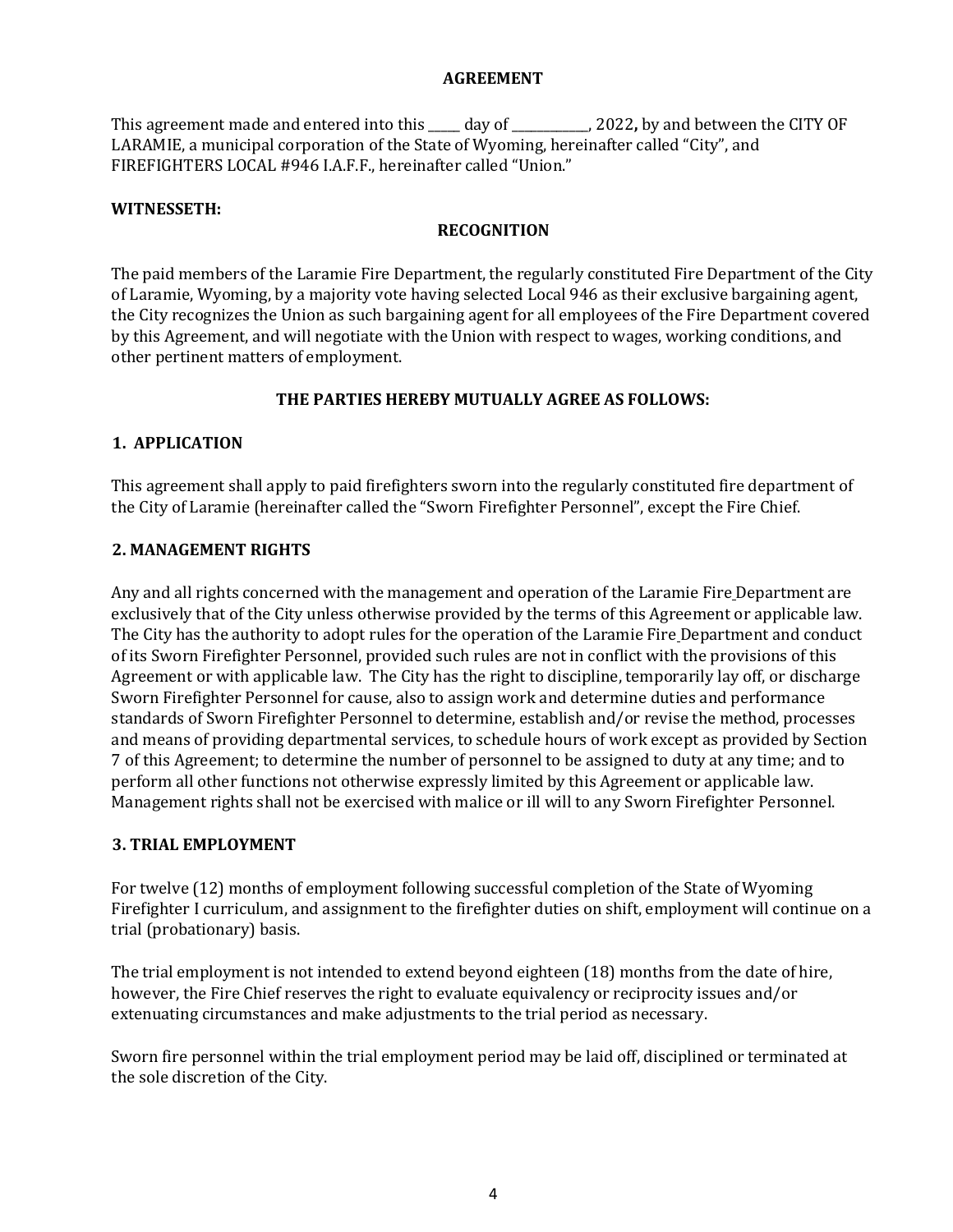# AGREEMENT

This agreement made and entered into this _____ day of ____________, 2022**,** by and between the CITY OF LARAMIE, a municipal corporation of the State of Wyoming, hereinafter called "City", and FIREFIGHTERS LOCAL #946 I.A.F.F., hereinafter called "Union."

**WITNESSETH:**

## RECOGNITION

The paid members of the Laramie Fire Department, the regularly constituted Fire Department of the City of Laramie, Wyoming, by a majority vote having selected Local 946 as their exclusive bargaining agent, the City recognizes the Union as such bargaining agent for all employees of the Fire Department covered by this Agreement, and will negotiate with the Union with respect to wages, working conditions, and other pertinent matters of employment.

## THE PARTIES HEREBY MUTUALLY AGREE AS FOLLOWS:

## 1. APPLICATION

This agreement shall apply to paid firefighters sworn into the regularly constituted fire department of the City of Laramie (hereinafter called the "Sworn Firefighter Personnel", except the Fire Chief.

## 2. MANAGEMENT RIGHTS

Any and all rights concerned with the management and operation of the Laramie Fire Department are exclusively that of the City unless otherwise provided by the terms of this Agreement or applicable law. The City has the authority to adopt rules for the operation of the Laramie Fire Department and conduct of its Sworn Firefighter Personnel, provided such rules are not in conflict with the provisions of this Agreement or with applicable law. The City has the right to discipline, temporarily lay off, or discharge Sworn Firefighter Personnel for cause, also to assign work and determine duties and performance standards of Sworn Firefighter Personnel to determine, establish and/or revise the method, processes and means of providing departmental services, to schedule hours of work except as provided by Section 7 of this Agreement; to determine the number of personnel to be assigned to duty at any time; and to perform all other functions not otherwise expressly limited by this Agreement or applicable law. Management rights shall not be exercised with malice or ill will to any Sworn Firefighter Personnel.

## 3. TRIAL EMPLOYMENT

For twelve (12) months of employment following successful completion of the State of Wyoming Firefighter I curriculum, and assignment to the firefighter duties on shift, employment will continue on a trial (probationary) basis.

The trial employment is not intended to extend beyond eighteen (18) months from the date of hire, however, the Fire Chief reserves the right to evaluate equivalency or reciprocity issues and/or extenuating circumstances and make adjustments to the trial period as necessary.

Sworn fire personnel within the trial employment period may be laid off, disciplined or terminated at the sole discretion of the City.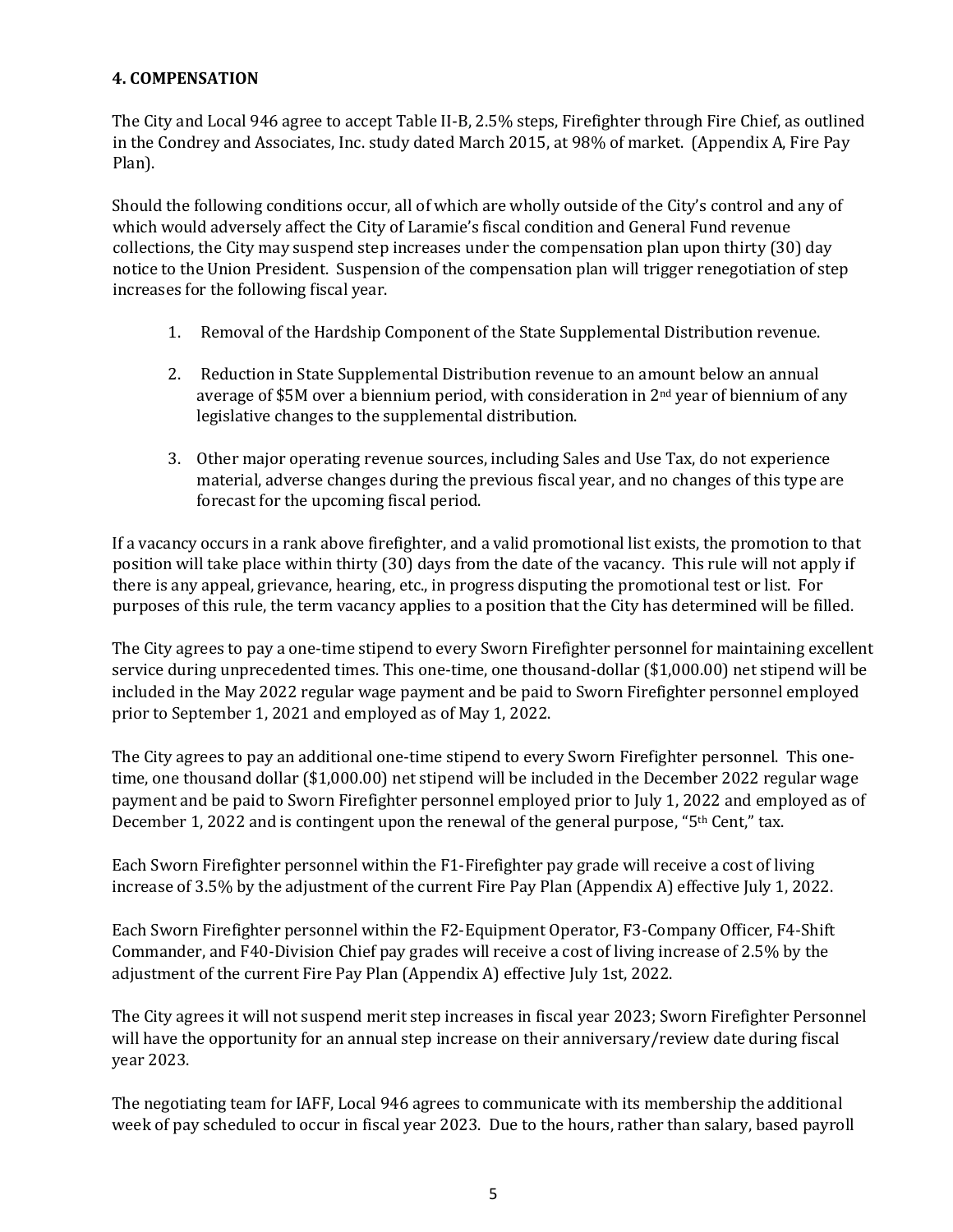### 4. COMPENSATION

The City and Local 946 agree to accept Table II-B, 2.5% steps, Firefighter through Fire Chief, as outlined in the Condrey and Associates, Inc. study dated March 2015, at 98% of market. (Appendix A, Fire Pay Plan).

Should the following conditions occur, all of which are wholly outside of the City's control and any of which would adversely affect the City of Laramie's fiscal condition and General Fund revenue collections, the City may suspend step increases under the compensation plan upon thirty (30) day notice to the Union President. Suspension of the compensation plan will trigger renegotiation of step increases for the following fiscal year.

1. Removal of the Hardship Component of the State Supplemental Distribution revenue.
2. Reduction in State Supplemental Distribution revenue to an amount below an annual average of $5M over a biennium period, with consideration in 2nd year of biennium of any legislative changes to the supplemental distribution.
3. Other major operating revenue sources, including Sales and Use Tax, do not experience material, adverse changes during the previous fiscal year, and no changes of this type are forecast for the upcoming fiscal period.

If a vacancy occurs in a rank above firefighter, and a valid promotional list exists, the promotion to that position will take place within thirty (30) days from the date of the vacancy. This rule will not apply if there is any appeal, grievance, hearing, etc., in progress disputing the promotional test or list. For purposes of this rule, the term vacancy applies to a position that the City has determined will be filled.

The City agrees to pay a one-time stipend to every Sworn Firefighter personnel for maintaining excellent service during unprecedented times. This one-time, one thousand-dollar ($1,000.00) net stipend will be included in the May 2022 regular wage payment and be paid to Sworn Firefighter personnel employed prior to September 1, 2021 and employed as of May 1, 2022.

The City agrees to pay an additional one-time stipend to every Sworn Firefighter personnel. This one-time, one thousand dollar ($1,000.00) net stipend will be included in the December 2022 regular wage payment and be paid to Sworn Firefighter personnel employed prior to July 1, 2022 and employed as of December 1, 2022 and is contingent upon the renewal of the general purpose, "5th Cent," tax.

Each Sworn Firefighter personnel within the F1-Firefighter pay grade will receive a cost of living increase of 3.5% by the adjustment of the current Fire Pay Plan (Appendix A) effective July 1, 2022.

Each Sworn Firefighter personnel within the F2-Equipment Operator, F3-Company Officer, F4-Shift Commander, and F40-Division Chief pay grades will receive a cost of living increase of 2.5% by the adjustment of the current Fire Pay Plan (Appendix A) effective July 1st, 2022.

The City agrees it will not suspend merit step increases in fiscal year 2023; Sworn Firefighter Personnel will have the opportunity for an annual step increase on their anniversary/review date during fiscal year 2023.

The negotiating team for IAFF, Local 946 agrees to communicate with its membership the additional week of pay scheduled to occur in fiscal year 2023. Due to the hours, rather than salary, based payroll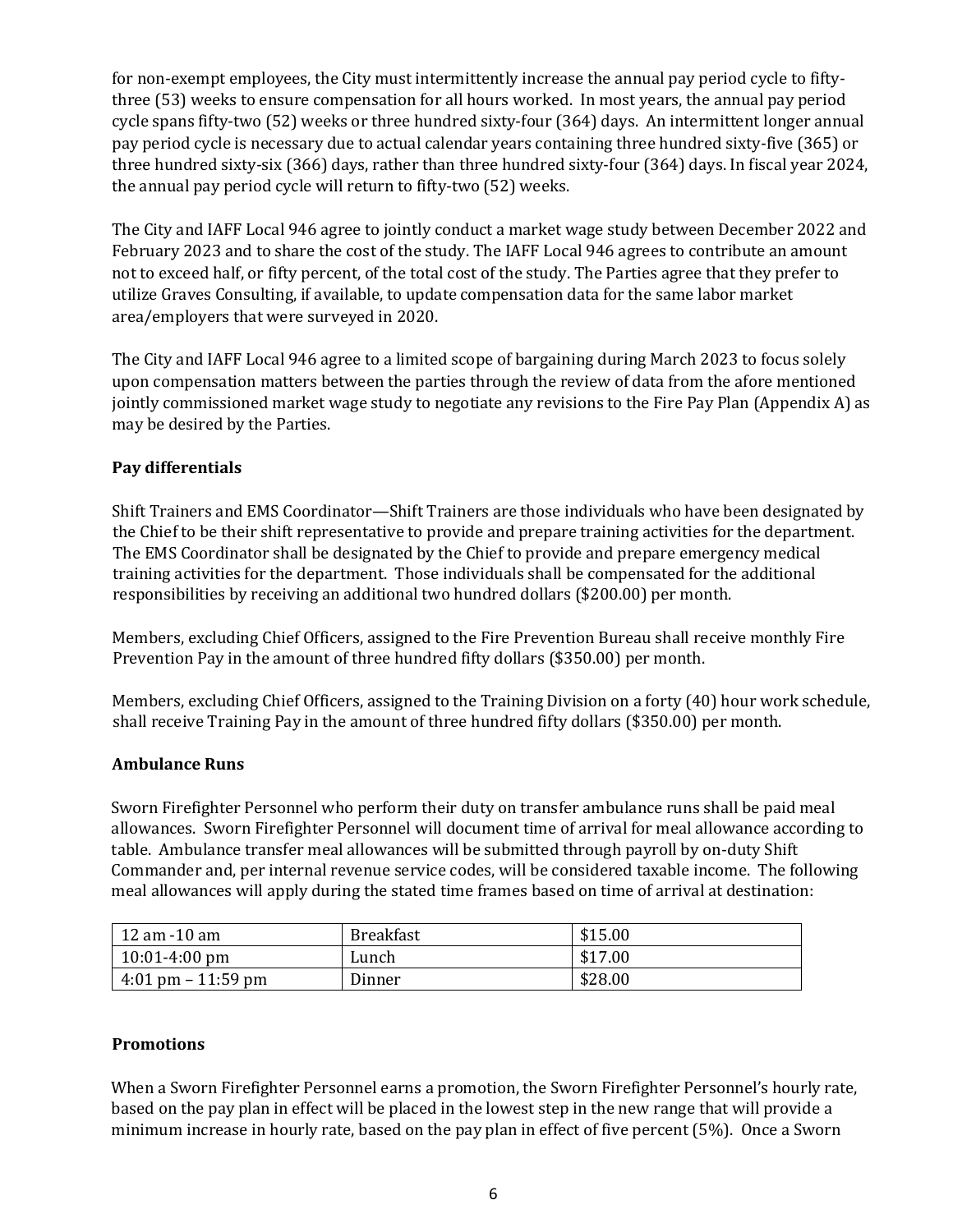for non-exempt employees, the City must intermittently increase the annual pay period cycle to fifty-three (53) weeks to ensure compensation for all hours worked. In most years, the annual pay period cycle spans fifty-two (52) weeks or three hundred sixty-four (364) days. An intermittent longer annual pay period cycle is necessary due to actual calendar years containing three hundred sixty-five (365) or three hundred sixty-six (366) days, rather than three hundred sixty-four (364) days. In fiscal year 2024, the annual pay period cycle will return to fifty-two (52) weeks.

The City and IAFF Local 946 agree to jointly conduct a market wage study between December 2022 and February 2023 and to share the cost of the study. The IAFF Local 946 agrees to contribute an amount not to exceed half, or fifty percent, of the total cost of the study. The Parties agree that they prefer to utilize Graves Consulting, if available, to update compensation data for the same labor market area/employers that were surveyed in 2020.

The City and IAFF Local 946 agree to a limited scope of bargaining during March 2023 to focus solely upon compensation matters between the parties through the review of data from the afore mentioned jointly commissioned market wage study to negotiate any revisions to the Fire Pay Plan (Appendix A) as may be desired by the Parties.

**Pay differentials**

Shift Trainers and EMS Coordinator—Shift Trainers are those individuals who have been designated by the Chief to be their shift representative to provide and prepare training activities for the department. The EMS Coordinator shall be designated by the Chief to provide and prepare emergency medical training activities for the department. Those individuals shall be compensated for the additional responsibilities by receiving an additional two hundred dollars ($200.00) per month.

Members, excluding Chief Officers, assigned to the Fire Prevention Bureau shall receive monthly Fire Prevention Pay in the amount of three hundred fifty dollars ($350.00) per month.

Members, excluding Chief Officers, assigned to the Training Division on a forty (40) hour work schedule, shall receive Training Pay in the amount of three hundred fifty dollars ($350.00) per month.

**Ambulance Runs**

Sworn Firefighter Personnel who perform their duty on transfer ambulance runs shall be paid meal allowances. Sworn Firefighter Personnel will document time of arrival for meal allowance according to table. Ambulance transfer meal allowances will be submitted through payroll by on-duty Shift Commander and, per internal revenue service codes, will be considered taxable income. The following meal allowances will apply during the stated time frames based on time of arrival at destination:

| | | |
|---|---|---|
| 12 am -10 am | Breakfast | $15.00 |
| 10:01-4:00 pm | Lunch | $17.00 |
| 4:01 pm – 11:59 pm | Dinner | $28.00 |

**Promotions**

When a Sworn Firefighter Personnel earns a promotion, the Sworn Firefighter Personnel's hourly rate, based on the pay plan in effect will be placed in the lowest step in the new range that will provide a minimum increase in hourly rate, based on the pay plan in effect of five percent (5%). Once a Sworn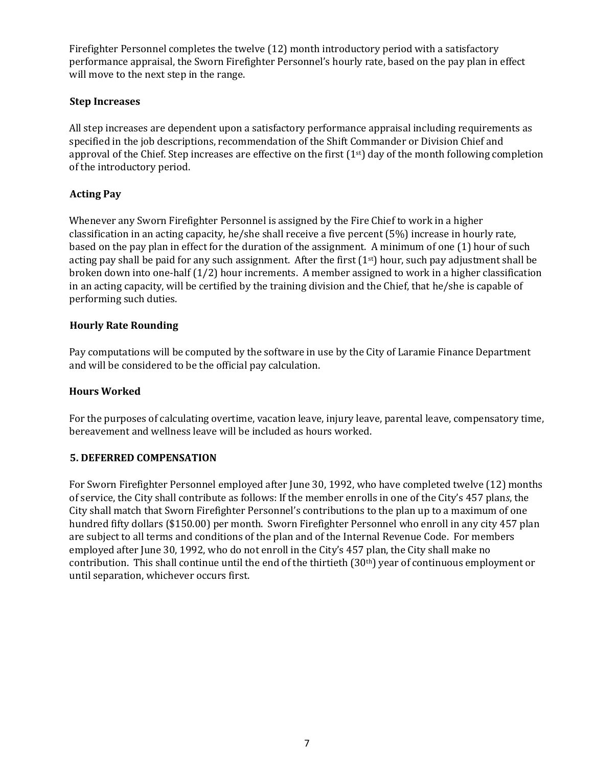Firefighter Personnel completes the twelve (12) month introductory period with a satisfactory performance appraisal, the Sworn Firefighter Personnel's hourly rate, based on the pay plan in effect will move to the next step in the range.

### Step Increases

All step increases are dependent upon a satisfactory performance appraisal including requirements as specified in the job descriptions, recommendation of the Shift Commander or Division Chief and approval of the Chief. Step increases are effective on the first (1st) day of the month following completion of the introductory period.

### Acting Pay

Whenever any Sworn Firefighter Personnel is assigned by the Fire Chief to work in a higher classification in an acting capacity, he/she shall receive a five percent (5%) increase in hourly rate, based on the pay plan in effect for the duration of the assignment. A minimum of one (1) hour of such acting pay shall be paid for any such assignment. After the first (1st) hour, such pay adjustment shall be broken down into one-half (1/2) hour increments. A member assigned to work in a higher classification in an acting capacity, will be certified by the training division and the Chief, that he/she is capable of performing such duties.

### Hourly Rate Rounding

Pay computations will be computed by the software in use by the City of Laramie Finance Department and will be considered to be the official pay calculation.

### Hours Worked

For the purposes of calculating overtime, vacation leave, injury leave, parental leave, compensatory time, bereavement and wellness leave will be included as hours worked.

## 5. DEFERRED COMPENSATION

For Sworn Firefighter Personnel employed after June 30, 1992, who have completed twelve (12) months of service, the City shall contribute as follows: If the member enrolls in one of the City's 457 plans, the City shall match that Sworn Firefighter Personnel's contributions to the plan up to a maximum of one hundred fifty dollars ($150.00) per month. Sworn Firefighter Personnel who enroll in any city 457 plan are subject to all terms and conditions of the plan and of the Internal Revenue Code. For members employed after June 30, 1992, who do not enroll in the City's 457 plan, the City shall make no contribution. This shall continue until the end of the thirtieth (30th) year of continuous employment or until separation, whichever occurs first.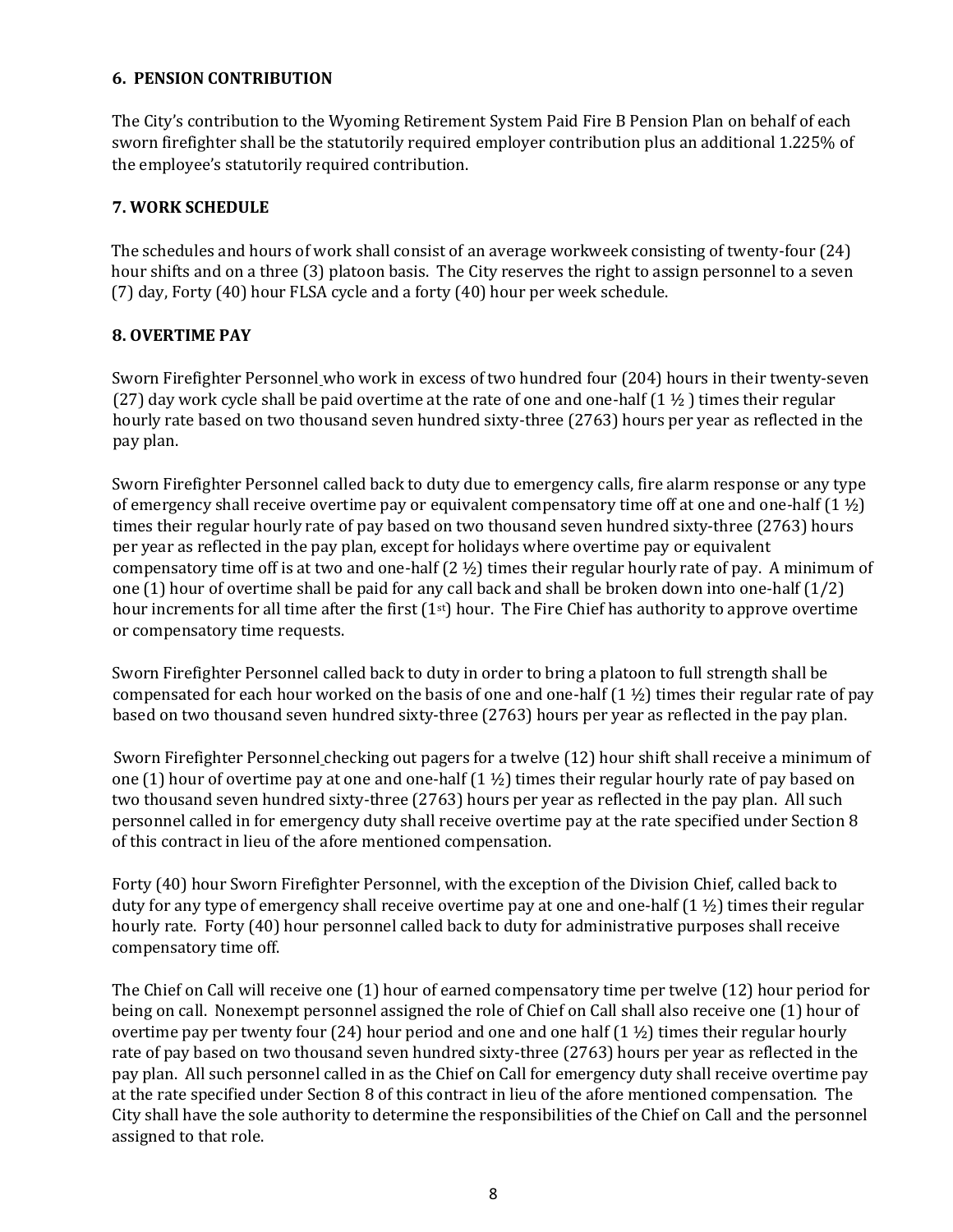### 6. PENSION CONTRIBUTION

The City's contribution to the Wyoming Retirement System Paid Fire B Pension Plan on behalf of each sworn firefighter shall be the statutorily required employer contribution plus an additional 1.225% of the employee's statutorily required contribution.

### 7. WORK SCHEDULE

The schedules and hours of work shall consist of an average workweek consisting of twenty-four (24) hour shifts and on a three (3) platoon basis. The City reserves the right to assign personnel to a seven (7) day, Forty (40) hour FLSA cycle and a forty (40) hour per week schedule.

### 8. OVERTIME PAY

Sworn Firefighter Personnel who work in excess of two hundred four (204) hours in their twenty-seven (27) day work cycle shall be paid overtime at the rate of one and one-half (1 ½ ) times their regular hourly rate based on two thousand seven hundred sixty-three (2763) hours per year as reflected in the pay plan.

Sworn Firefighter Personnel called back to duty due to emergency calls, fire alarm response or any type of emergency shall receive overtime pay or equivalent compensatory time off at one and one-half (1 ½) times their regular hourly rate of pay based on two thousand seven hundred sixty-three (2763) hours per year as reflected in the pay plan, except for holidays where overtime pay or equivalent compensatory time off is at two and one-half (2 ½) times their regular hourly rate of pay. A minimum of one (1) hour of overtime shall be paid for any call back and shall be broken down into one-half (1/2) hour increments for all time after the first (1st) hour. The Fire Chief has authority to approve overtime or compensatory time requests.

Sworn Firefighter Personnel called back to duty in order to bring a platoon to full strength shall be compensated for each hour worked on the basis of one and one-half (1 ½) times their regular rate of pay based on two thousand seven hundred sixty-three (2763) hours per year as reflected in the pay plan.

Sworn Firefighter Personnel checking out pagers for a twelve (12) hour shift shall receive a minimum of one (1) hour of overtime pay at one and one-half (1 ½) times their regular hourly rate of pay based on two thousand seven hundred sixty-three (2763) hours per year as reflected in the pay plan. All such personnel called in for emergency duty shall receive overtime pay at the rate specified under Section 8 of this contract in lieu of the afore mentioned compensation.

Forty (40) hour Sworn Firefighter Personnel, with the exception of the Division Chief, called back to duty for any type of emergency shall receive overtime pay at one and one-half (1 ½) times their regular hourly rate. Forty (40) hour personnel called back to duty for administrative purposes shall receive compensatory time off.

The Chief on Call will receive one (1) hour of earned compensatory time per twelve (12) hour period for being on call. Nonexempt personnel assigned the role of Chief on Call shall also receive one (1) hour of overtime pay per twenty four (24) hour period and one and one half (1 ½) times their regular hourly rate of pay based on two thousand seven hundred sixty-three (2763) hours per year as reflected in the pay plan. All such personnel called in as the Chief on Call for emergency duty shall receive overtime pay at the rate specified under Section 8 of this contract in lieu of the afore mentioned compensation. The City shall have the sole authority to determine the responsibilities of the Chief on Call and the personnel assigned to that role.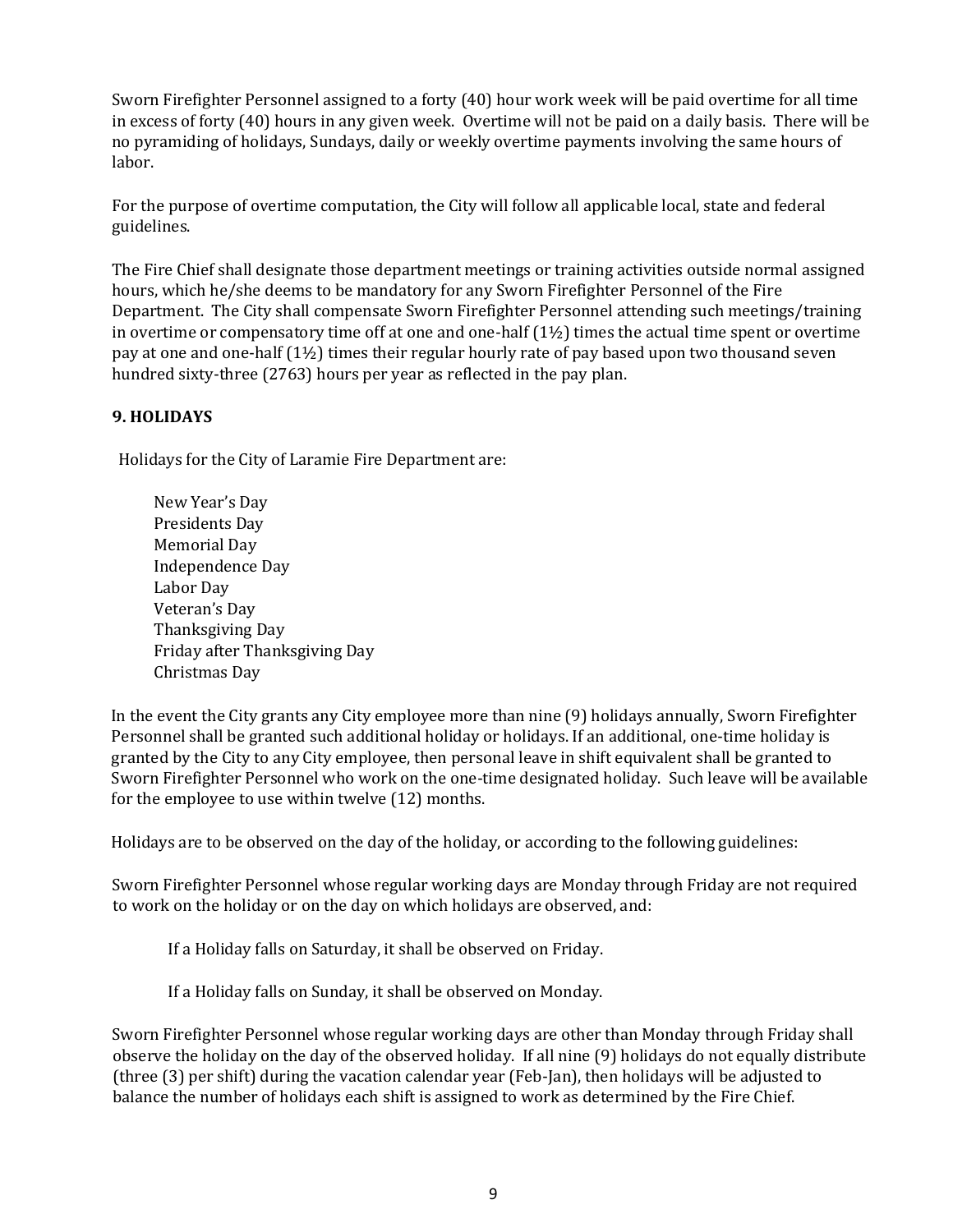Sworn Firefighter Personnel assigned to a forty (40) hour work week will be paid overtime for all time in excess of forty (40) hours in any given week. Overtime will not be paid on a daily basis. There will be no pyramiding of holidays, Sundays, daily or weekly overtime payments involving the same hours of labor.

For the purpose of overtime computation, the City will follow all applicable local, state and federal guidelines.

The Fire Chief shall designate those department meetings or training activities outside normal assigned hours, which he/she deems to be mandatory for any Sworn Firefighter Personnel of the Fire Department. The City shall compensate Sworn Firefighter Personnel attending such meetings/training in overtime or compensatory time off at one and one-half (1½) times the actual time spent or overtime pay at one and one-half (1½) times their regular hourly rate of pay based upon two thousand seven hundred sixty-three (2763) hours per year as reflected in the pay plan.

**9. HOLIDAYS**

Holidays for the City of Laramie Fire Department are:

New Year's Day
Presidents Day
Memorial Day
Independence Day
Labor Day
Veteran's Day
Thanksgiving Day
Friday after Thanksgiving Day
Christmas Day

In the event the City grants any City employee more than nine (9) holidays annually, Sworn Firefighter Personnel shall be granted such additional holiday or holidays. If an additional, one-time holiday is granted by the City to any City employee, then personal leave in shift equivalent shall be granted to Sworn Firefighter Personnel who work on the one-time designated holiday. Such leave will be available for the employee to use within twelve (12) months.

Holidays are to be observed on the day of the holiday, or according to the following guidelines:

Sworn Firefighter Personnel whose regular working days are Monday through Friday are not required to work on the holiday or on the day on which holidays are observed, and:

If a Holiday falls on Saturday, it shall be observed on Friday.

If a Holiday falls on Sunday, it shall be observed on Monday.

Sworn Firefighter Personnel whose regular working days are other than Monday through Friday shall observe the holiday on the day of the observed holiday. If all nine (9) holidays do not equally distribute (three (3) per shift) during the vacation calendar year (Feb-Jan), then holidays will be adjusted to balance the number of holidays each shift is assigned to work as determined by the Fire Chief.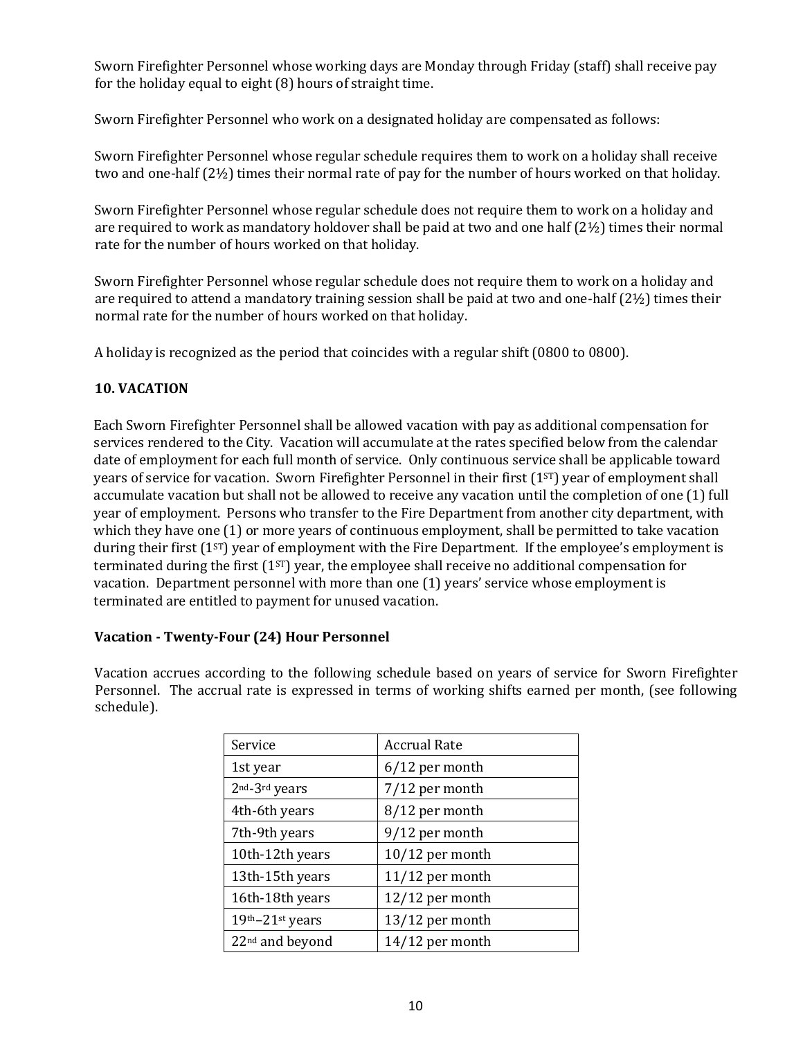Sworn Firefighter Personnel whose working days are Monday through Friday (staff) shall receive pay for the holiday equal to eight (8) hours of straight time.

Sworn Firefighter Personnel who work on a designated holiday are compensated as follows:

Sworn Firefighter Personnel whose regular schedule requires them to work on a holiday shall receive two and one-half (2½) times their normal rate of pay for the number of hours worked on that holiday.

Sworn Firefighter Personnel whose regular schedule does not require them to work on a holiday and are required to work as mandatory holdover shall be paid at two and one half (2½) times their normal rate for the number of hours worked on that holiday.

Sworn Firefighter Personnel whose regular schedule does not require them to work on a holiday and are required to attend a mandatory training session shall be paid at two and one-half (2½) times their normal rate for the number of hours worked on that holiday.

A holiday is recognized as the period that coincides with a regular shift (0800 to 0800).

## 10. VACATION

Each Sworn Firefighter Personnel shall be allowed vacation with pay as additional compensation for services rendered to the City. Vacation will accumulate at the rates specified below from the calendar date of employment for each full month of service. Only continuous service shall be applicable toward years of service for vacation. Sworn Firefighter Personnel in their first (1ST) year of employment shall accumulate vacation but shall not be allowed to receive any vacation until the completion of one (1) full year of employment. Persons who transfer to the Fire Department from another city department, with which they have one (1) or more years of continuous employment, shall be permitted to take vacation during their first (1ST) year of employment with the Fire Department. If the employee's employment is terminated during the first (1ST) year, the employee shall receive no additional compensation for vacation. Department personnel with more than one (1) years' service whose employment is terminated are entitled to payment for unused vacation.

### Vacation - Twenty-Four (24) Hour Personnel

Vacation accrues according to the following schedule based on years of service for Sworn Firefighter Personnel. The accrual rate is expressed in terms of working shifts earned per month, (see following schedule).

| Service | Accrual Rate |
|---|---|
| 1st year | 6/12 per month |
| 2nd-3rd years | 7/12 per month |
| 4th-6th years | 8/12 per month |
| 7th-9th years | 9/12 per month |
| 10th-12th years | 10/12 per month |
| 13th-15th years | 11/12 per month |
| 16th-18th years | 12/12 per month |
| 19th–21st years | 13/12 per month |
| 22nd and beyond | 14/12 per month |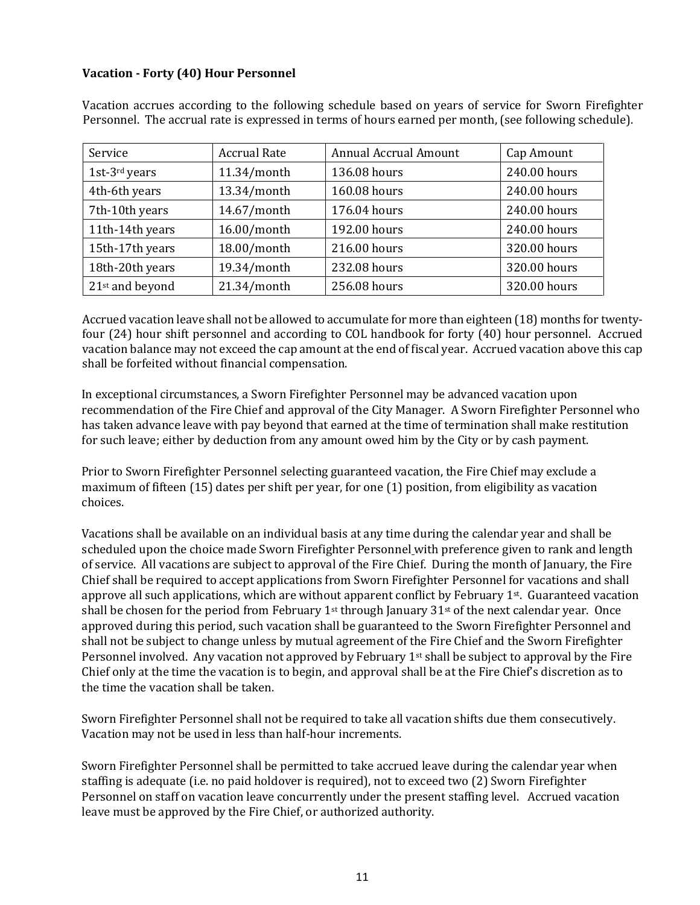**Vacation - Forty (40) Hour Personnel**

Vacation accrues according to the following schedule based on years of service for Sworn Firefighter Personnel. The accrual rate is expressed in terms of hours earned per month, (see following schedule).

| Service | Accrual Rate | Annual Accrual Amount | Cap Amount |
|---|---|---|---|
| 1st-3rd years | 11.34/month | 136.08 hours | 240.00 hours |
| 4th-6th years | 13.34/month | 160.08 hours | 240.00 hours |
| 7th-10th years | 14.67/month | 176.04 hours | 240.00 hours |
| 11th-14th years | 16.00/month | 192.00 hours | 240.00 hours |
| 15th-17th years | 18.00/month | 216.00 hours | 320.00 hours |
| 18th-20th years | 19.34/month | 232.08 hours | 320.00 hours |
| 21st and beyond | 21.34/month | 256.08 hours | 320.00 hours |

Accrued vacation leave shall not be allowed to accumulate for more than eighteen (18) months for twenty-four (24) hour shift personnel and according to COL handbook for forty (40) hour personnel. Accrued vacation balance may not exceed the cap amount at the end of fiscal year. Accrued vacation above this cap shall be forfeited without financial compensation.

In exceptional circumstances, a Sworn Firefighter Personnel may be advanced vacation upon recommendation of the Fire Chief and approval of the City Manager. A Sworn Firefighter Personnel who has taken advance leave with pay beyond that earned at the time of termination shall make restitution for such leave; either by deduction from any amount owed him by the City or by cash payment.

Prior to Sworn Firefighter Personnel selecting guaranteed vacation, the Fire Chief may exclude a maximum of fifteen (15) dates per shift per year, for one (1) position, from eligibility as vacation choices.

Vacations shall be available on an individual basis at any time during the calendar year and shall be scheduled upon the choice made Sworn Firefighter Personnel with preference given to rank and length of service. All vacations are subject to approval of the Fire Chief. During the month of January, the Fire Chief shall be required to accept applications from Sworn Firefighter Personnel for vacations and shall approve all such applications, which are without apparent conflict by February 1st. Guaranteed vacation shall be chosen for the period from February 1st through January 31st of the next calendar year. Once approved during this period, such vacation shall be guaranteed to the Sworn Firefighter Personnel and shall not be subject to change unless by mutual agreement of the Fire Chief and the Sworn Firefighter Personnel involved. Any vacation not approved by February 1st shall be subject to approval by the Fire Chief only at the time the vacation is to begin, and approval shall be at the Fire Chief's discretion as to the time the vacation shall be taken.

Sworn Firefighter Personnel shall not be required to take all vacation shifts due them consecutively. Vacation may not be used in less than half-hour increments.

Sworn Firefighter Personnel shall be permitted to take accrued leave during the calendar year when staffing is adequate (i.e. no paid holdover is required), not to exceed two (2) Sworn Firefighter Personnel on staff on vacation leave concurrently under the present staffing level. Accrued vacation leave must be approved by the Fire Chief, or authorized authority.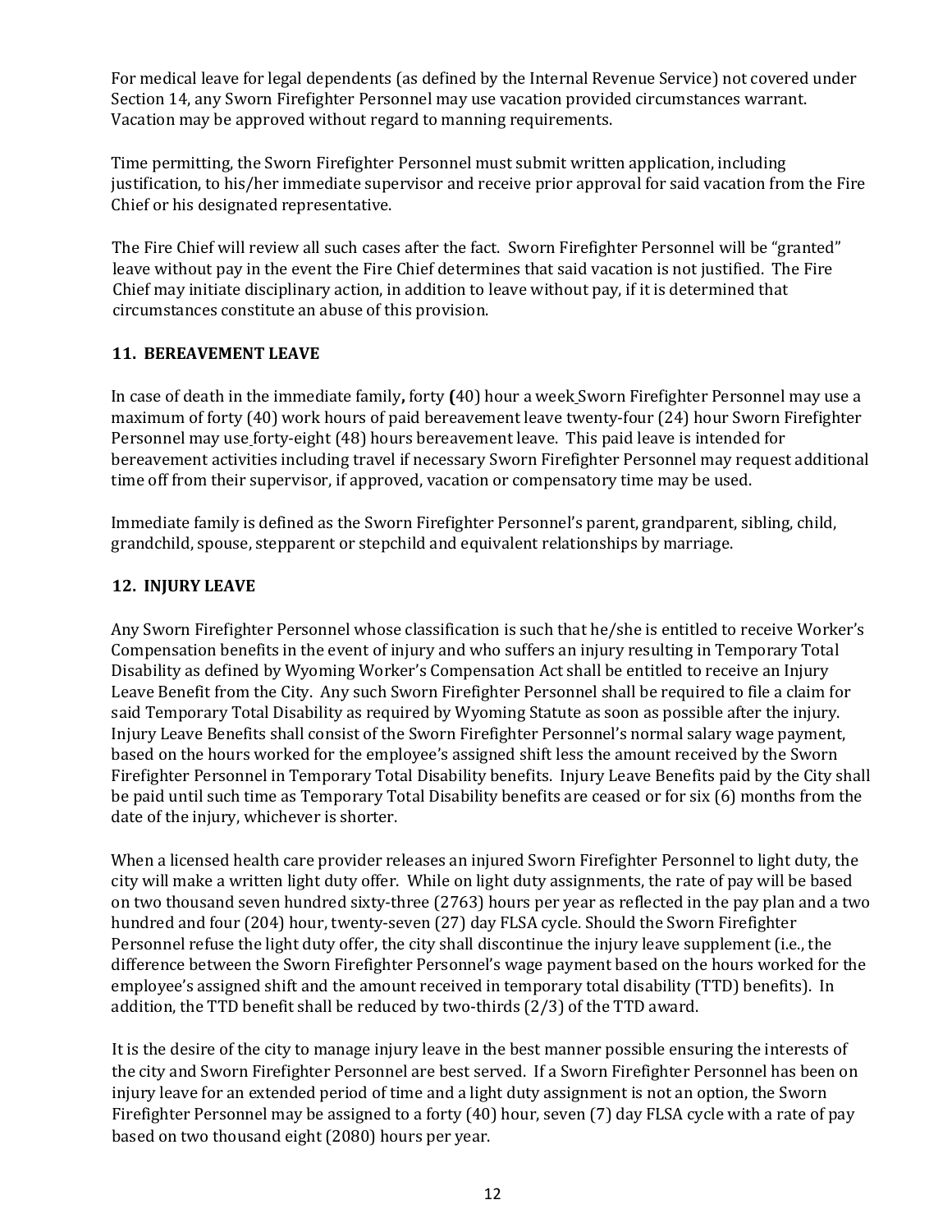For medical leave for legal dependents (as defined by the Internal Revenue Service) not covered under Section 14, any Sworn Firefighter Personnel may use vacation provided circumstances warrant. Vacation may be approved without regard to manning requirements.

Time permitting, the Sworn Firefighter Personnel must submit written application, including justification, to his/her immediate supervisor and receive prior approval for said vacation from the Fire Chief or his designated representative.

The Fire Chief will review all such cases after the fact. Sworn Firefighter Personnel will be "granted" leave without pay in the event the Fire Chief determines that said vacation is not justified. The Fire Chief may initiate disciplinary action, in addition to leave without pay, if it is determined that circumstances constitute an abuse of this provision.

## 11. BEREAVEMENT LEAVE

In case of death in the immediate family**,** forty **(**40) hour a week Sworn Firefighter Personnel may use a maximum of forty (40) work hours of paid bereavement leave twenty-four (24) hour Sworn Firefighter Personnel may use forty-eight (48) hours bereavement leave. This paid leave is intended for bereavement activities including travel if necessary Sworn Firefighter Personnel may request additional time off from their supervisor, if approved, vacation or compensatory time may be used.

Immediate family is defined as the Sworn Firefighter Personnel's parent, grandparent, sibling, child, grandchild, spouse, stepparent or stepchild and equivalent relationships by marriage.

## 12. INJURY LEAVE

Any Sworn Firefighter Personnel whose classification is such that he/she is entitled to receive Worker's Compensation benefits in the event of injury and who suffers an injury resulting in Temporary Total Disability as defined by Wyoming Worker's Compensation Act shall be entitled to receive an Injury Leave Benefit from the City. Any such Sworn Firefighter Personnel shall be required to file a claim for said Temporary Total Disability as required by Wyoming Statute as soon as possible after the injury. Injury Leave Benefits shall consist of the Sworn Firefighter Personnel's normal salary wage payment, based on the hours worked for the employee's assigned shift less the amount received by the Sworn Firefighter Personnel in Temporary Total Disability benefits. Injury Leave Benefits paid by the City shall be paid until such time as Temporary Total Disability benefits are ceased or for six (6) months from the date of the injury, whichever is shorter.

When a licensed health care provider releases an injured Sworn Firefighter Personnel to light duty, the city will make a written light duty offer. While on light duty assignments, the rate of pay will be based on two thousand seven hundred sixty-three (2763) hours per year as reflected in the pay plan and a two hundred and four (204) hour, twenty-seven (27) day FLSA cycle. Should the Sworn Firefighter Personnel refuse the light duty offer, the city shall discontinue the injury leave supplement (i.e., the difference between the Sworn Firefighter Personnel's wage payment based on the hours worked for the employee's assigned shift and the amount received in temporary total disability (TTD) benefits). In addition, the TTD benefit shall be reduced by two-thirds (2/3) of the TTD award.

It is the desire of the city to manage injury leave in the best manner possible ensuring the interests of the city and Sworn Firefighter Personnel are best served. If a Sworn Firefighter Personnel has been on injury leave for an extended period of time and a light duty assignment is not an option, the Sworn Firefighter Personnel may be assigned to a forty (40) hour, seven (7) day FLSA cycle with a rate of pay based on two thousand eight (2080) hours per year.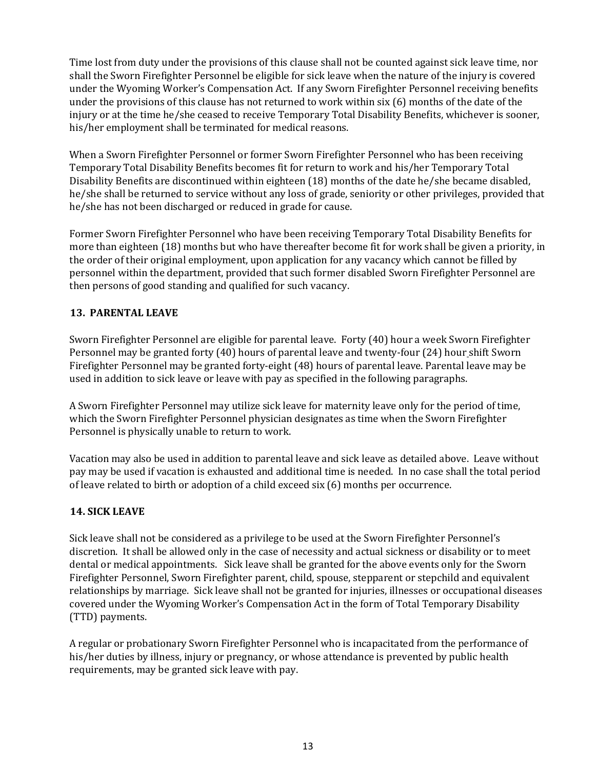Time lost from duty under the provisions of this clause shall not be counted against sick leave time, nor shall the Sworn Firefighter Personnel be eligible for sick leave when the nature of the injury is covered under the Wyoming Worker's Compensation Act. If any Sworn Firefighter Personnel receiving benefits under the provisions of this clause has not returned to work within six (6) months of the date of the injury or at the time he/she ceased to receive Temporary Total Disability Benefits, whichever is sooner, his/her employment shall be terminated for medical reasons.

When a Sworn Firefighter Personnel or former Sworn Firefighter Personnel who has been receiving Temporary Total Disability Benefits becomes fit for return to work and his/her Temporary Total Disability Benefits are discontinued within eighteen (18) months of the date he/she became disabled, he/she shall be returned to service without any loss of grade, seniority or other privileges, provided that he/she has not been discharged or reduced in grade for cause.

Former Sworn Firefighter Personnel who have been receiving Temporary Total Disability Benefits for more than eighteen (18) months but who have thereafter become fit for work shall be given a priority, in the order of their original employment, upon application for any vacancy which cannot be filled by personnel within the department, provided that such former disabled Sworn Firefighter Personnel are then persons of good standing and qualified for such vacancy.

## 13. PARENTAL LEAVE

Sworn Firefighter Personnel are eligible for parental leave. Forty (40) hour a week Sworn Firefighter Personnel may be granted forty (40) hours of parental leave and twenty-four (24) hour shift Sworn Firefighter Personnel may be granted forty-eight (48) hours of parental leave. Parental leave may be used in addition to sick leave or leave with pay as specified in the following paragraphs.

A Sworn Firefighter Personnel may utilize sick leave for maternity leave only for the period of time, which the Sworn Firefighter Personnel physician designates as time when the Sworn Firefighter Personnel is physically unable to return to work.

Vacation may also be used in addition to parental leave and sick leave as detailed above. Leave without pay may be used if vacation is exhausted and additional time is needed. In no case shall the total period of leave related to birth or adoption of a child exceed six (6) months per occurrence.

## 14. SICK LEAVE

Sick leave shall not be considered as a privilege to be used at the Sworn Firefighter Personnel's discretion. It shall be allowed only in the case of necessity and actual sickness or disability or to meet dental or medical appointments. Sick leave shall be granted for the above events only for the Sworn Firefighter Personnel, Sworn Firefighter parent, child, spouse, stepparent or stepchild and equivalent relationships by marriage. Sick leave shall not be granted for injuries, illnesses or occupational diseases covered under the Wyoming Worker's Compensation Act in the form of Total Temporary Disability (TTD) payments.

A regular or probationary Sworn Firefighter Personnel who is incapacitated from the performance of his/her duties by illness, injury or pregnancy, or whose attendance is prevented by public health requirements, may be granted sick leave with pay.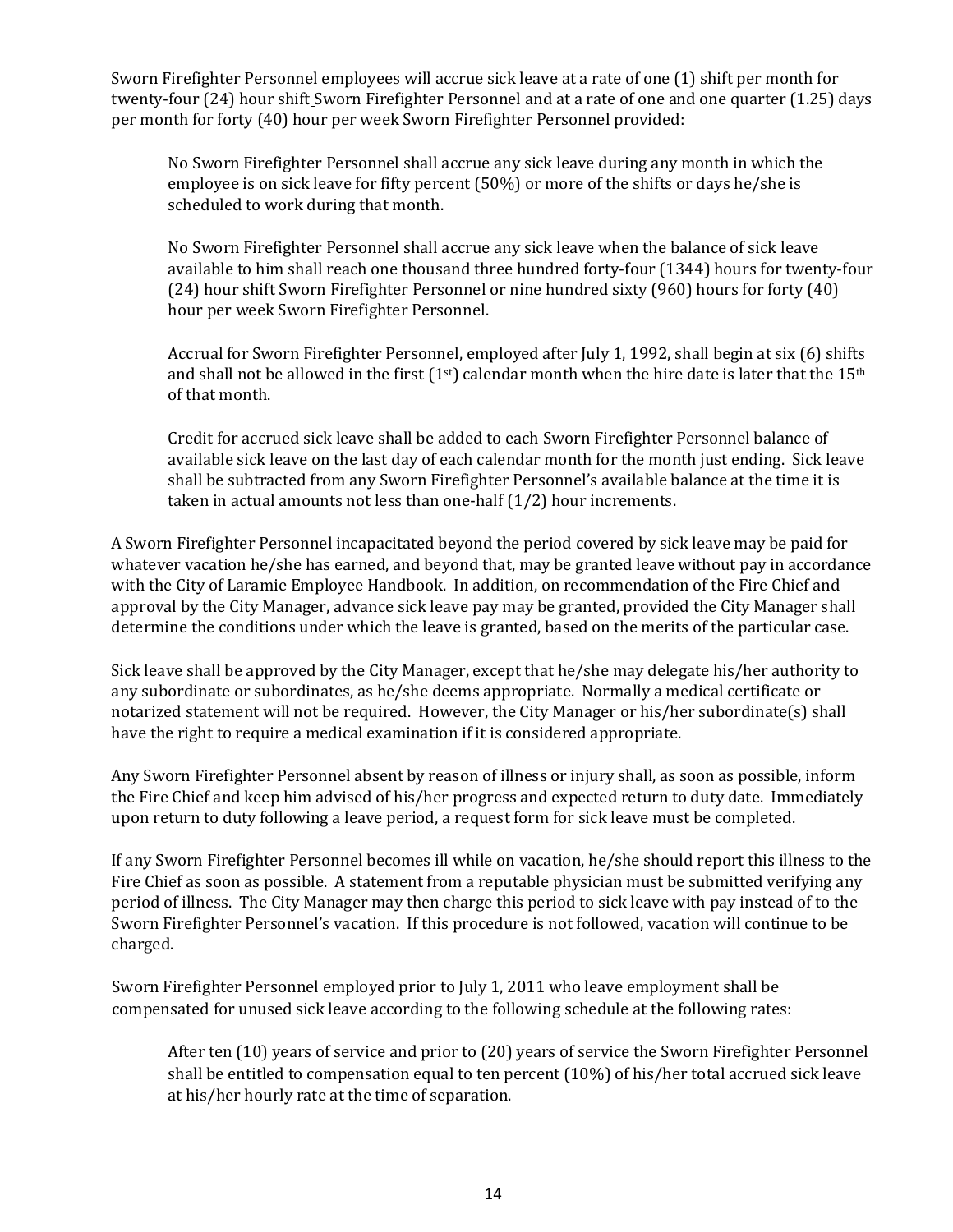Sworn Firefighter Personnel employees will accrue sick leave at a rate of one (1) shift per month for twenty-four (24) hour shift Sworn Firefighter Personnel and at a rate of one and one quarter (1.25) days per month for forty (40) hour per week Sworn Firefighter Personnel provided:

> No Sworn Firefighter Personnel shall accrue any sick leave during any month in which the employee is on sick leave for fifty percent (50%) or more of the shifts or days he/she is scheduled to work during that month.
>
> No Sworn Firefighter Personnel shall accrue any sick leave when the balance of sick leave available to him shall reach one thousand three hundred forty-four (1344) hours for twenty-four (24) hour shift Sworn Firefighter Personnel or nine hundred sixty (960) hours for forty (40) hour per week Sworn Firefighter Personnel.
>
> Accrual for Sworn Firefighter Personnel, employed after July 1, 1992, shall begin at six (6) shifts and shall not be allowed in the first (1st) calendar month when the hire date is later that the 15th of that month.
>
> Credit for accrued sick leave shall be added to each Sworn Firefighter Personnel balance of available sick leave on the last day of each calendar month for the month just ending. Sick leave shall be subtracted from any Sworn Firefighter Personnel's available balance at the time it is taken in actual amounts not less than one-half (1/2) hour increments.

A Sworn Firefighter Personnel incapacitated beyond the period covered by sick leave may be paid for whatever vacation he/she has earned, and beyond that, may be granted leave without pay in accordance with the City of Laramie Employee Handbook. In addition, on recommendation of the Fire Chief and approval by the City Manager, advance sick leave pay may be granted, provided the City Manager shall determine the conditions under which the leave is granted, based on the merits of the particular case.

Sick leave shall be approved by the City Manager, except that he/she may delegate his/her authority to any subordinate or subordinates, as he/she deems appropriate. Normally a medical certificate or notarized statement will not be required. However, the City Manager or his/her subordinate(s) shall have the right to require a medical examination if it is considered appropriate.

Any Sworn Firefighter Personnel absent by reason of illness or injury shall, as soon as possible, inform the Fire Chief and keep him advised of his/her progress and expected return to duty date. Immediately upon return to duty following a leave period, a request form for sick leave must be completed.

If any Sworn Firefighter Personnel becomes ill while on vacation, he/she should report this illness to the Fire Chief as soon as possible. A statement from a reputable physician must be submitted verifying any period of illness. The City Manager may then charge this period to sick leave with pay instead of to the Sworn Firefighter Personnel's vacation. If this procedure is not followed, vacation will continue to be charged.

Sworn Firefighter Personnel employed prior to July 1, 2011 who leave employment shall be compensated for unused sick leave according to the following schedule at the following rates:

> After ten (10) years of service and prior to (20) years of service the Sworn Firefighter Personnel shall be entitled to compensation equal to ten percent (10%) of his/her total accrued sick leave at his/her hourly rate at the time of separation.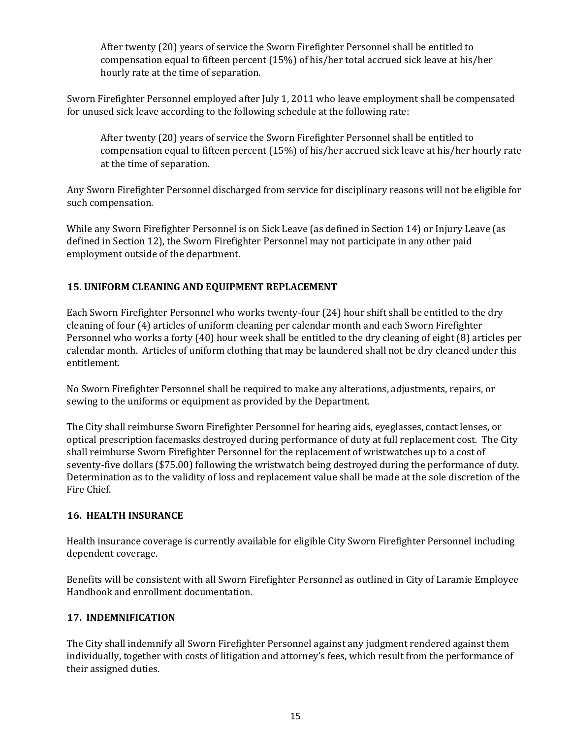After twenty (20) years of service the Sworn Firefighter Personnel shall be entitled to compensation equal to fifteen percent (15%) of his/her total accrued sick leave at his/her hourly rate at the time of separation.

Sworn Firefighter Personnel employed after July 1, 2011 who leave employment shall be compensated for unused sick leave according to the following schedule at the following rate:

After twenty (20) years of service the Sworn Firefighter Personnel shall be entitled to compensation equal to fifteen percent (15%) of his/her accrued sick leave at his/her hourly rate at the time of separation.

Any Sworn Firefighter Personnel discharged from service for disciplinary reasons will not be eligible for such compensation.

While any Sworn Firefighter Personnel is on Sick Leave (as defined in Section 14) or Injury Leave (as defined in Section 12), the Sworn Firefighter Personnel may not participate in any other paid employment outside of the department.

## 15. UNIFORM CLEANING AND EQUIPMENT REPLACEMENT

Each Sworn Firefighter Personnel who works twenty-four (24) hour shift shall be entitled to the dry cleaning of four (4) articles of uniform cleaning per calendar month and each Sworn Firefighter Personnel who works a forty (40) hour week shall be entitled to the dry cleaning of eight (8) articles per calendar month. Articles of uniform clothing that may be laundered shall not be dry cleaned under this entitlement.

No Sworn Firefighter Personnel shall be required to make any alterations, adjustments, repairs, or sewing to the uniforms or equipment as provided by the Department.

The City shall reimburse Sworn Firefighter Personnel for hearing aids, eyeglasses, contact lenses, or optical prescription facemasks destroyed during performance of duty at full replacement cost. The City shall reimburse Sworn Firefighter Personnel for the replacement of wristwatches up to a cost of seventy-five dollars ($75.00) following the wristwatch being destroyed during the performance of duty. Determination as to the validity of loss and replacement value shall be made at the sole discretion of the Fire Chief.

## 16. HEALTH INSURANCE

Health insurance coverage is currently available for eligible City Sworn Firefighter Personnel including dependent coverage.

Benefits will be consistent with all Sworn Firefighter Personnel as outlined in City of Laramie Employee Handbook and enrollment documentation.

## 17. INDEMNIFICATION

The City shall indemnify all Sworn Firefighter Personnel against any judgment rendered against them individually, together with costs of litigation and attorney's fees, which result from the performance of their assigned duties.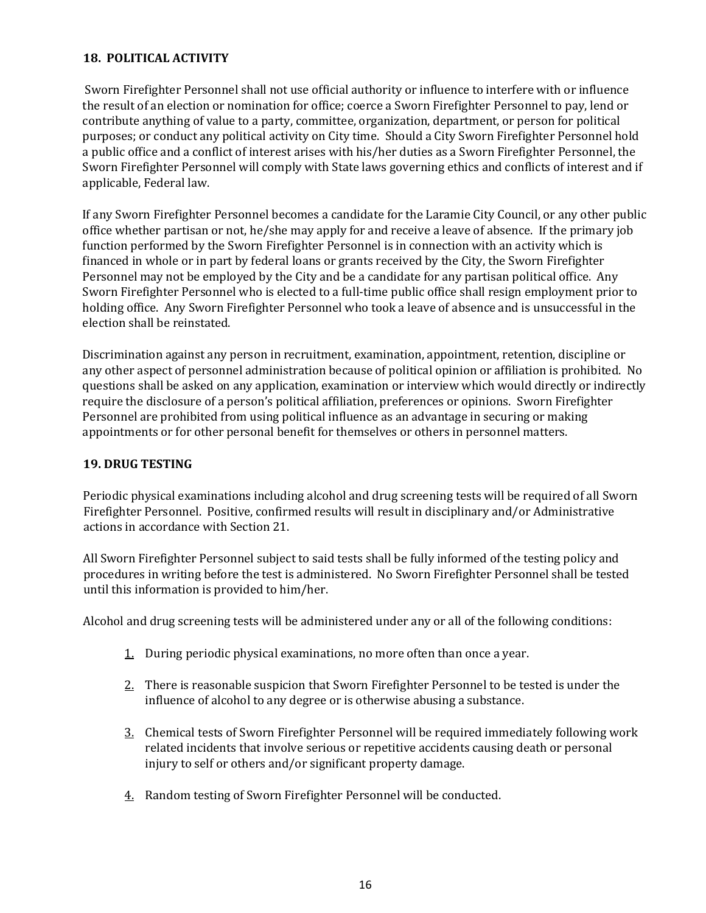## 18. POLITICAL ACTIVITY

Sworn Firefighter Personnel shall not use official authority or influence to interfere with or influence the result of an election or nomination for office; coerce a Sworn Firefighter Personnel to pay, lend or contribute anything of value to a party, committee, organization, department, or person for political purposes; or conduct any political activity on City time. Should a City Sworn Firefighter Personnel hold a public office and a conflict of interest arises with his/her duties as a Sworn Firefighter Personnel, the Sworn Firefighter Personnel will comply with State laws governing ethics and conflicts of interest and if applicable, Federal law.

If any Sworn Firefighter Personnel becomes a candidate for the Laramie City Council, or any other public office whether partisan or not, he/she may apply for and receive a leave of absence. If the primary job function performed by the Sworn Firefighter Personnel is in connection with an activity which is financed in whole or in part by federal loans or grants received by the City, the Sworn Firefighter Personnel may not be employed by the City and be a candidate for any partisan political office. Any Sworn Firefighter Personnel who is elected to a full-time public office shall resign employment prior to holding office. Any Sworn Firefighter Personnel who took a leave of absence and is unsuccessful in the election shall be reinstated.

Discrimination against any person in recruitment, examination, appointment, retention, discipline or any other aspect of personnel administration because of political opinion or affiliation is prohibited. No questions shall be asked on any application, examination or interview which would directly or indirectly require the disclosure of a person's political affiliation, preferences or opinions. Sworn Firefighter Personnel are prohibited from using political influence as an advantage in securing or making appointments or for other personal benefit for themselves or others in personnel matters.

## 19. DRUG TESTING

Periodic physical examinations including alcohol and drug screening tests will be required of all Sworn Firefighter Personnel. Positive, confirmed results will result in disciplinary and/or Administrative actions in accordance with Section 21.

All Sworn Firefighter Personnel subject to said tests shall be fully informed of the testing policy and procedures in writing before the test is administered. No Sworn Firefighter Personnel shall be tested until this information is provided to him/her.

Alcohol and drug screening tests will be administered under any or all of the following conditions:

1. During periodic physical examinations, no more often than once a year.

2. There is reasonable suspicion that Sworn Firefighter Personnel to be tested is under the influence of alcohol to any degree or is otherwise abusing a substance.

3. Chemical tests of Sworn Firefighter Personnel will be required immediately following work related incidents that involve serious or repetitive accidents causing death or personal injury to self or others and/or significant property damage.

4. Random testing of Sworn Firefighter Personnel will be conducted.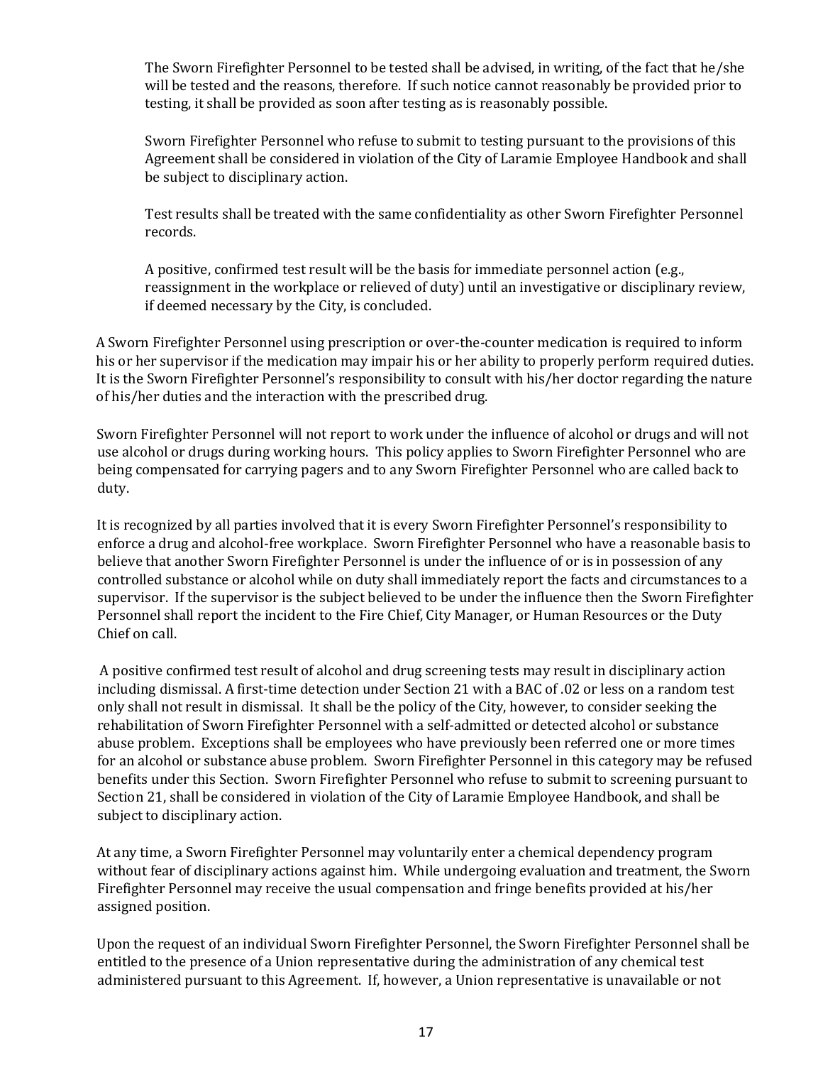The Sworn Firefighter Personnel to be tested shall be advised, in writing, of the fact that he/she will be tested and the reasons, therefore. If such notice cannot reasonably be provided prior to testing, it shall be provided as soon after testing as is reasonably possible.

Sworn Firefighter Personnel who refuse to submit to testing pursuant to the provisions of this Agreement shall be considered in violation of the City of Laramie Employee Handbook and shall be subject to disciplinary action.

Test results shall be treated with the same confidentiality as other Sworn Firefighter Personnel records.

A positive, confirmed test result will be the basis for immediate personnel action (e.g., reassignment in the workplace or relieved of duty) until an investigative or disciplinary review, if deemed necessary by the City, is concluded.

A Sworn Firefighter Personnel using prescription or over-the-counter medication is required to inform his or her supervisor if the medication may impair his or her ability to properly perform required duties. It is the Sworn Firefighter Personnel's responsibility to consult with his/her doctor regarding the nature of his/her duties and the interaction with the prescribed drug.

Sworn Firefighter Personnel will not report to work under the influence of alcohol or drugs and will not use alcohol or drugs during working hours. This policy applies to Sworn Firefighter Personnel who are being compensated for carrying pagers and to any Sworn Firefighter Personnel who are called back to duty.

It is recognized by all parties involved that it is every Sworn Firefighter Personnel's responsibility to enforce a drug and alcohol-free workplace. Sworn Firefighter Personnel who have a reasonable basis to believe that another Sworn Firefighter Personnel is under the influence of or is in possession of any controlled substance or alcohol while on duty shall immediately report the facts and circumstances to a supervisor. If the supervisor is the subject believed to be under the influence then the Sworn Firefighter Personnel shall report the incident to the Fire Chief, City Manager, or Human Resources or the Duty Chief on call.

A positive confirmed test result of alcohol and drug screening tests may result in disciplinary action including dismissal. A first-time detection under Section 21 with a BAC of .02 or less on a random test only shall not result in dismissal. It shall be the policy of the City, however, to consider seeking the rehabilitation of Sworn Firefighter Personnel with a self-admitted or detected alcohol or substance abuse problem. Exceptions shall be employees who have previously been referred one or more times for an alcohol or substance abuse problem. Sworn Firefighter Personnel in this category may be refused benefits under this Section. Sworn Firefighter Personnel who refuse to submit to screening pursuant to Section 21, shall be considered in violation of the City of Laramie Employee Handbook, and shall be subject to disciplinary action.

At any time, a Sworn Firefighter Personnel may voluntarily enter a chemical dependency program without fear of disciplinary actions against him. While undergoing evaluation and treatment, the Sworn Firefighter Personnel may receive the usual compensation and fringe benefits provided at his/her assigned position.

Upon the request of an individual Sworn Firefighter Personnel, the Sworn Firefighter Personnel shall be entitled to the presence of a Union representative during the administration of any chemical test administered pursuant to this Agreement. If, however, a Union representative is unavailable or not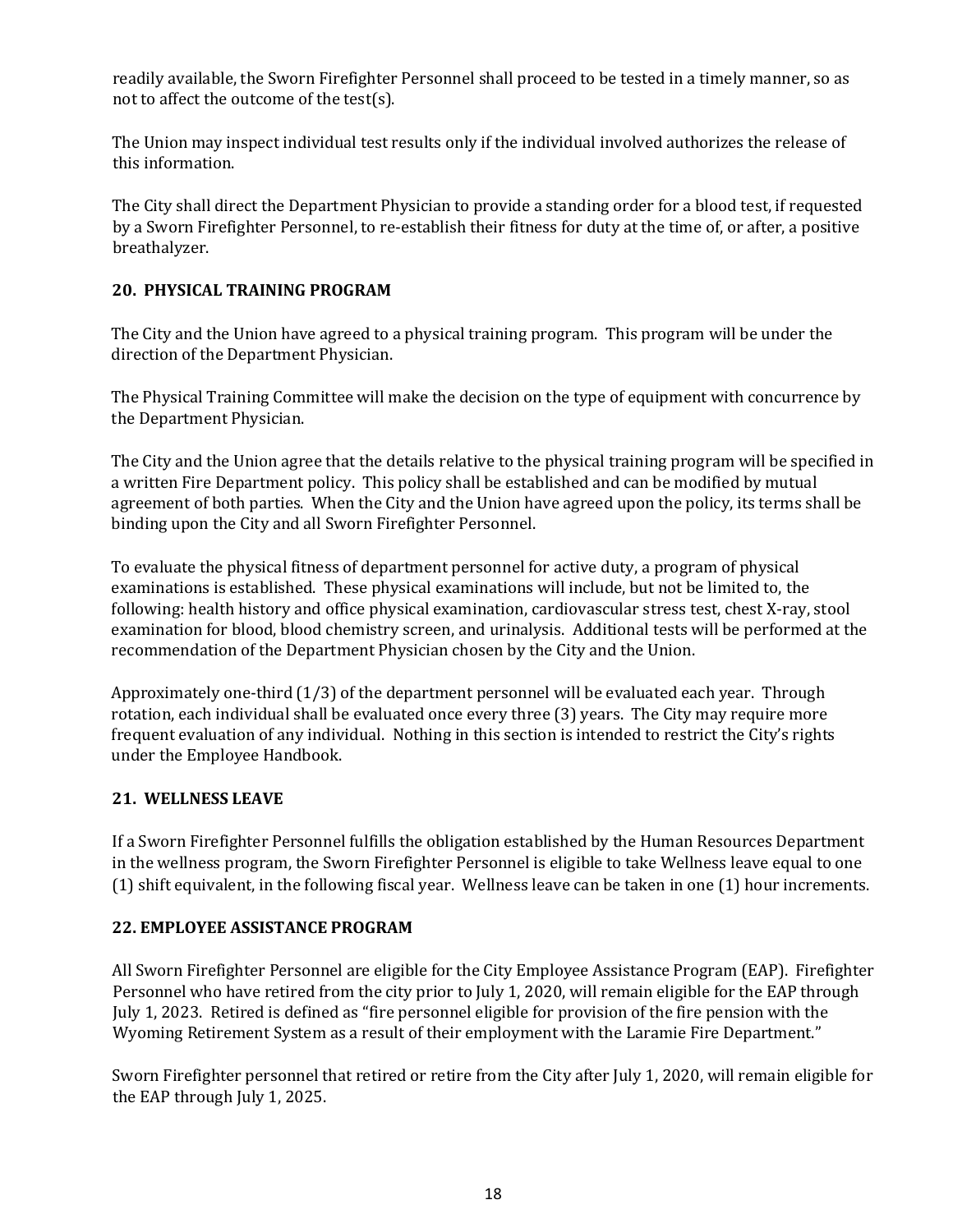readily available, the Sworn Firefighter Personnel shall proceed to be tested in a timely manner, so as not to affect the outcome of the test(s).

The Union may inspect individual test results only if the individual involved authorizes the release of this information.

The City shall direct the Department Physician to provide a standing order for a blood test, if requested by a Sworn Firefighter Personnel, to re-establish their fitness for duty at the time of, or after, a positive breathalyzer.

### 20. PHYSICAL TRAINING PROGRAM

The City and the Union have agreed to a physical training program. This program will be under the direction of the Department Physician.

The Physical Training Committee will make the decision on the type of equipment with concurrence by the Department Physician.

The City and the Union agree that the details relative to the physical training program will be specified in a written Fire Department policy. This policy shall be established and can be modified by mutual agreement of both parties. When the City and the Union have agreed upon the policy, its terms shall be binding upon the City and all Sworn Firefighter Personnel.

To evaluate the physical fitness of department personnel for active duty, a program of physical examinations is established. These physical examinations will include, but not be limited to, the following: health history and office physical examination, cardiovascular stress test, chest X-ray, stool examination for blood, blood chemistry screen, and urinalysis. Additional tests will be performed at the recommendation of the Department Physician chosen by the City and the Union.

Approximately one-third (1/3) of the department personnel will be evaluated each year. Through rotation, each individual shall be evaluated once every three (3) years. The City may require more frequent evaluation of any individual. Nothing in this section is intended to restrict the City's rights under the Employee Handbook.

### 21. WELLNESS LEAVE

If a Sworn Firefighter Personnel fulfills the obligation established by the Human Resources Department in the wellness program, the Sworn Firefighter Personnel is eligible to take Wellness leave equal to one (1) shift equivalent, in the following fiscal year. Wellness leave can be taken in one (1) hour increments.

### 22. EMPLOYEE ASSISTANCE PROGRAM

All Sworn Firefighter Personnel are eligible for the City Employee Assistance Program (EAP). Firefighter Personnel who have retired from the city prior to July 1, 2020, will remain eligible for the EAP through July 1, 2023. Retired is defined as "fire personnel eligible for provision of the fire pension with the Wyoming Retirement System as a result of their employment with the Laramie Fire Department."

Sworn Firefighter personnel that retired or retire from the City after July 1, 2020, will remain eligible for the EAP through July 1, 2025.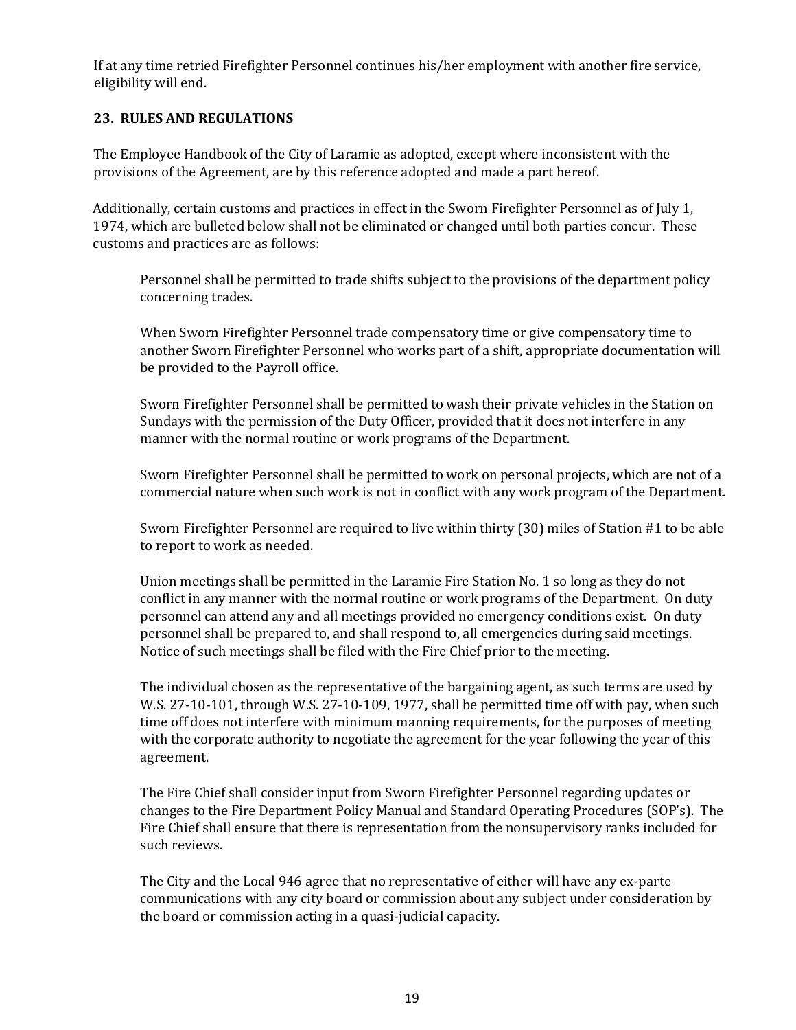If at any time retried Firefighter Personnel continues his/her employment with another fire service, eligibility will end.

## 23. RULES AND REGULATIONS

The Employee Handbook of the City of Laramie as adopted, except where inconsistent with the provisions of the Agreement, are by this reference adopted and made a part hereof.

Additionally, certain customs and practices in effect in the Sworn Firefighter Personnel as of July 1, 1974, which are bulleted below shall not be eliminated or changed until both parties concur. These customs and practices are as follows:

> Personnel shall be permitted to trade shifts subject to the provisions of the department policy concerning trades.
>
> When Sworn Firefighter Personnel trade compensatory time or give compensatory time to another Sworn Firefighter Personnel who works part of a shift, appropriate documentation will be provided to the Payroll office.
>
> Sworn Firefighter Personnel shall be permitted to wash their private vehicles in the Station on Sundays with the permission of the Duty Officer, provided that it does not interfere in any manner with the normal routine or work programs of the Department.
>
> Sworn Firefighter Personnel shall be permitted to work on personal projects, which are not of a commercial nature when such work is not in conflict with any work program of the Department.
>
> Sworn Firefighter Personnel are required to live within thirty (30) miles of Station #1 to be able to report to work as needed.
>
> Union meetings shall be permitted in the Laramie Fire Station No. 1 so long as they do not conflict in any manner with the normal routine or work programs of the Department. On duty personnel can attend any and all meetings provided no emergency conditions exist. On duty personnel shall be prepared to, and shall respond to, all emergencies during said meetings. Notice of such meetings shall be filed with the Fire Chief prior to the meeting.
>
> The individual chosen as the representative of the bargaining agent, as such terms are used by W.S. 27-10-101, through W.S. 27-10-109, 1977, shall be permitted time off with pay, when such time off does not interfere with minimum manning requirements, for the purposes of meeting with the corporate authority to negotiate the agreement for the year following the year of this agreement.
>
> The Fire Chief shall consider input from Sworn Firefighter Personnel regarding updates or changes to the Fire Department Policy Manual and Standard Operating Procedures (SOP's). The Fire Chief shall ensure that there is representation from the nonsupervisory ranks included for such reviews.
>
> The City and the Local 946 agree that no representative of either will have any ex-parte communications with any city board or commission about any subject under consideration by the board or commission acting in a quasi-judicial capacity.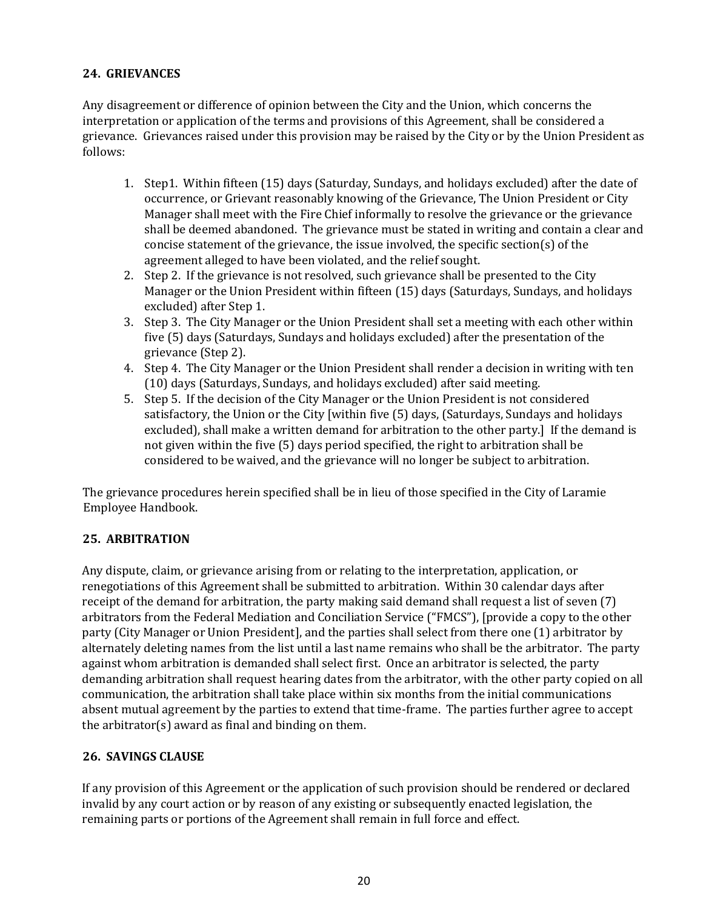## 24. GRIEVANCES

Any disagreement or difference of opinion between the City and the Union, which concerns the interpretation or application of the terms and provisions of this Agreement, shall be considered a grievance. Grievances raised under this provision may be raised by the City or by the Union President as follows:

1. Step1. Within fifteen (15) days (Saturday, Sundays, and holidays excluded) after the date of occurrence, or Grievant reasonably knowing of the Grievance, The Union President or City Manager shall meet with the Fire Chief informally to resolve the grievance or the grievance shall be deemed abandoned. The grievance must be stated in writing and contain a clear and concise statement of the grievance, the issue involved, the specific section(s) of the agreement alleged to have been violated, and the relief sought.
2. Step 2. If the grievance is not resolved, such grievance shall be presented to the City Manager or the Union President within fifteen (15) days (Saturdays, Sundays, and holidays excluded) after Step 1.
3. Step 3. The City Manager or the Union President shall set a meeting with each other within five (5) days (Saturdays, Sundays and holidays excluded) after the presentation of the grievance (Step 2).
4. Step 4. The City Manager or the Union President shall render a decision in writing with ten (10) days (Saturdays, Sundays, and holidays excluded) after said meeting.
5. Step 5. If the decision of the City Manager or the Union President is not considered satisfactory, the Union or the City [within five (5) days, (Saturdays, Sundays and holidays excluded), shall make a written demand for arbitration to the other party.] If the demand is not given within the five (5) days period specified, the right to arbitration shall be considered to be waived, and the grievance will no longer be subject to arbitration.

The grievance procedures herein specified shall be in lieu of those specified in the City of Laramie Employee Handbook.

## 25. ARBITRATION

Any dispute, claim, or grievance arising from or relating to the interpretation, application, or renegotiations of this Agreement shall be submitted to arbitration. Within 30 calendar days after receipt of the demand for arbitration, the party making said demand shall request a list of seven (7) arbitrators from the Federal Mediation and Conciliation Service ("FMCS"), [provide a copy to the other party (City Manager or Union President], and the parties shall select from there one (1) arbitrator by alternately deleting names from the list until a last name remains who shall be the arbitrator. The party against whom arbitration is demanded shall select first. Once an arbitrator is selected, the party demanding arbitration shall request hearing dates from the arbitrator, with the other party copied on all communication, the arbitration shall take place within six months from the initial communications absent mutual agreement by the parties to extend that time-frame. The parties further agree to accept the arbitrator(s) award as final and binding on them.

## 26. SAVINGS CLAUSE

If any provision of this Agreement or the application of such provision should be rendered or declared invalid by any court action or by reason of any existing or subsequently enacted legislation, the remaining parts or portions of the Agreement shall remain in full force and effect.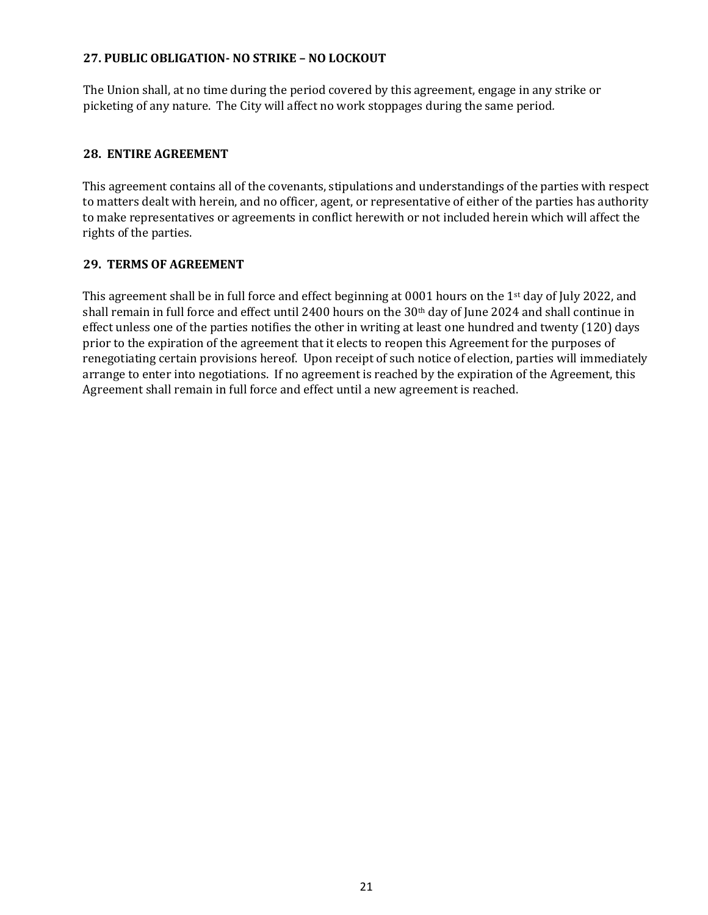## 27. PUBLIC OBLIGATION- NO STRIKE – NO LOCKOUT

The Union shall, at no time during the period covered by this agreement, engage in any strike or picketing of any nature. The City will affect no work stoppages during the same period.

## 28. ENTIRE AGREEMENT

This agreement contains all of the covenants, stipulations and understandings of the parties with respect to matters dealt with herein, and no officer, agent, or representative of either of the parties has authority to make representatives or agreements in conflict herewith or not included herein which will affect the rights of the parties.

## 29. TERMS OF AGREEMENT

This agreement shall be in full force and effect beginning at 0001 hours on the 1st day of July 2022, and shall remain in full force and effect until 2400 hours on the 30th day of June 2024 and shall continue in effect unless one of the parties notifies the other in writing at least one hundred and twenty (120) days prior to the expiration of the agreement that it elects to reopen this Agreement for the purposes of renegotiating certain provisions hereof. Upon receipt of such notice of election, parties will immediately arrange to enter into negotiations. If no agreement is reached by the expiration of the Agreement, this Agreement shall remain in full force and effect until a new agreement is reached.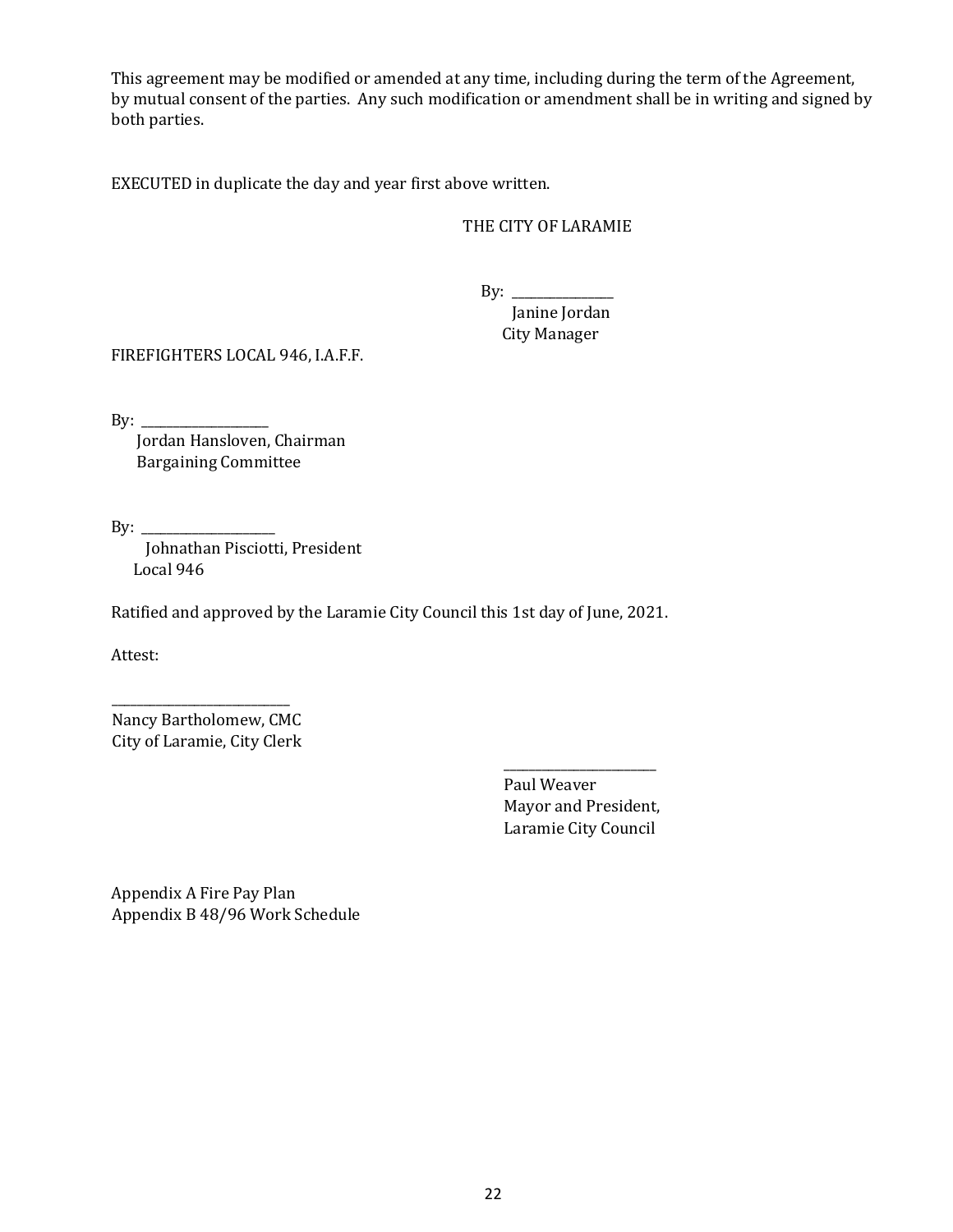This agreement may be modified or amended at any time, including during the term of the Agreement, by mutual consent of the parties. Any such modification or amendment shall be in writing and signed by both parties.

EXECUTED in duplicate the day and year first above written.

THE CITY OF LARAMIE

By: _______________
Janine Jordan
City Manager

FIREFIGHTERS LOCAL 946, I.A.F.F.

By: ___________________
Jordan Hansloven, Chairman
Bargaining Committee

By: ___________________
Johnathan Pisciotti, President
Local 946

Ratified and approved by the Laramie City Council this 1st day of June, 2021.

Attest:

___________________________
Nancy Bartholomew, CMC
City of Laramie, City Clerk

_______________________
Paul Weaver
Mayor and President,
Laramie City Council

Appendix A Fire Pay Plan
Appendix B 48/96 Work Schedule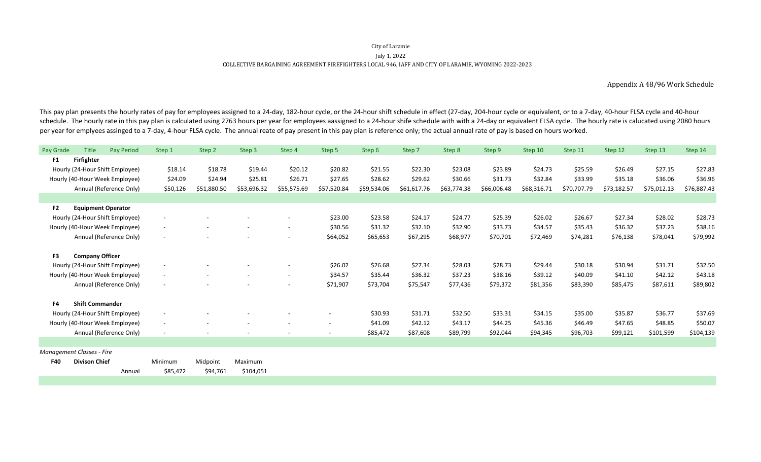City of Laramie

July 1, 2022

COLLECTIVE BARGAINING AGREEMENT FIREFIGHTERS LOCAL 946, IAFF AND CITY OF LARAMIE, WYOMING 2022-2023

Appendix A 48/96 Work Schedule

This pay plan presents the hourly rates of pay for employees assigned to a 24-day, 182-hour cycle, or the 24-hour shift schedule in effect (27-day, 204-hour cycle or equivalent, or to a 7-day, 40-hour FLSA cycle and 40-hour schedule. The hourly rate in this pay plan is calculated using 2763 hours per year for employees aassigned to a 24-hour shife schedule with with a 24-day or equivalent FLSA cycle. The hourly rate is calucated using 2080 hours per year for emplyees assinged to a 7-day, 4-hour FLSA cycle. The annual reate of pay present in this pay plan is reference only; the actual annual rate of pay is based on hours worked.

| Pay Grade | Title | Pay Period | Step 1 | Step 2 | Step 3 | Step 4 | Step 5 | Step 6 | Step 7 | Step 8 | Step 9 | Step 10 | Step 11 | Step 12 | Step 13 | Step 14 |
|---|---|---|---|---|---|---|---|---|---|---|---|---|---|---|---|---|
| **F1** | **Firfighter** | | | | | | | | | | | | | | | |
| | Hourly (24-Hour Shift Employee) | | $18.14 | $18.78 | $19.44 | $20.12 | $20.82 | $21.55 | $22.30 | $23.08 | $23.89 | $24.73 | $25.59 | $26.49 | $27.15 | $27.83 |
| | Hourly (40-Hour Week Employee) | | $24.09 | $24.94 | $25.81 | $26.71 | $27.65 | $28.62 | $29.62 | $30.66 | $31.73 | $32.84 | $33.99 | $35.18 | $36.06 | $36.96 |
| | Annual (Reference Only) | | $50,126 | $51,880.50 | $53,696.32 | $55,575.69 | $57,520.84 | $59,534.06 | $61,617.76 | $63,774.38 | $66,006.48 | $68,316.71 | $70,707.79 | $73,182.57 | $75,012.13 | $76,887.43 |
| **F2** | **Equipment Operator** | | | | | | | | | | | | | | | |
| | Hourly (24-Hour Shift Employee) | | - | - | - | - | $23.00 | $23.58 | $24.17 | $24.77 | $25.39 | $26.02 | $26.67 | $27.34 | $28.02 | $28.73 |
| | Hourly (40-Hour Week Employee) | | - | - | - | - | $30.56 | $31.32 | $32.10 | $32.90 | $33.73 | $34.57 | $35.43 | $36.32 | $37.23 | $38.16 |
| | Annual (Reference Only) | | - | - | - | - | $64,052 | $65,653 | $67,295 | $68,977 | $70,701 | $72,469 | $74,281 | $76,138 | $78,041 | $79,992 |
| **F3** | **Company Officer** | | | | | | | | | | | | | | | |
| | Hourly (24-Hour Shift Employee) | | - | - | - | - | $26.02 | $26.68 | $27.34 | $28.03 | $28.73 | $29.44 | $30.18 | $30.94 | $31.71 | $32.50 |
| | Hourly (40-Hour Week Employee) | | - | - | - | - | $34.57 | $35.44 | $36.32 | $37.23 | $38.16 | $39.12 | $40.09 | $41.10 | $42.12 | $43.18 |
| | Annual (Reference Only) | | - | - | - | - | $71,907 | $73,704 | $75,547 | $77,436 | $79,372 | $81,356 | $83,390 | $85,475 | $87,611 | $89,802 |
| **F4** | **Shift Commander** | | | | | | | | | | | | | | | |
| | Hourly (24-Hour Shift Employee) | | - | - | - | - | - | $30.93 | $31.71 | $32.50 | $33.31 | $34.15 | $35.00 | $35.87 | $36.77 | $37.69 |
| | Hourly (40-Hour Week Employee) | | - | - | - | - | - | $41.09 | $42.12 | $43.17 | $44.25 | $45.36 | $46.49 | $47.65 | $48.85 | $50.07 |
| | Annual (Reference Only) | | - | - | - | - | - | $85,472 | $87,608 | $89,799 | $92,044 | $94,345 | $96,703 | $99,121 | $101,599 | $104,139 |

*Management Classes - Fire*

| | | | Minimum | Midpoint | Maximum |
|---|---|---|---|---|---|
| **F40** | **Divison Chief** | | | | |
| | | Annual | $85,472 | $94,761 | $104,051 |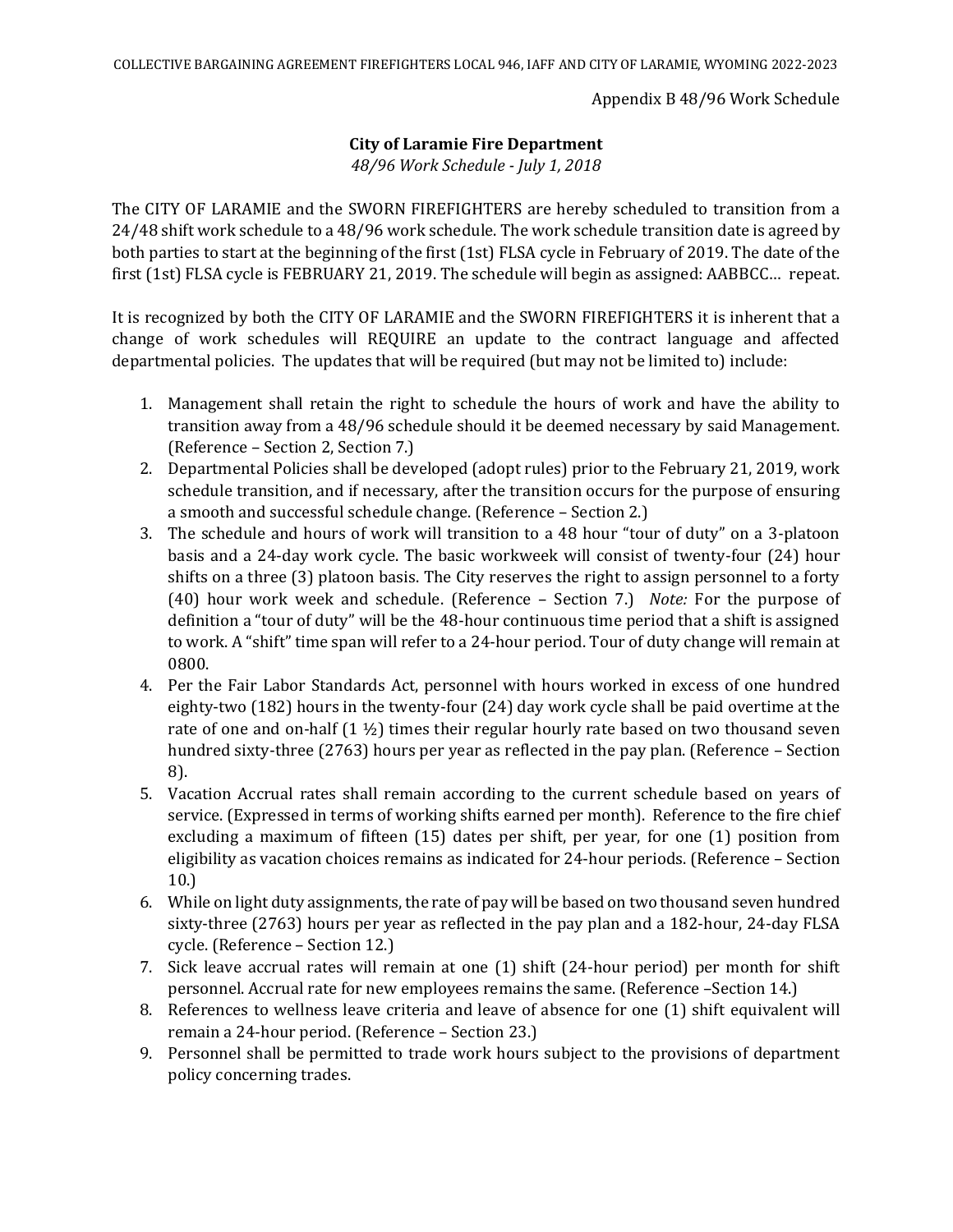Appendix B 48/96 Work Schedule

**City of Laramie Fire Department**

*48/96 Work Schedule - July 1, 2018*

The CITY OF LARAMIE and the SWORN FIREFIGHTERS are hereby scheduled to transition from a 24/48 shift work schedule to a 48/96 work schedule. The work schedule transition date is agreed by both parties to start at the beginning of the first (1st) FLSA cycle in February of 2019. The date of the first (1st) FLSA cycle is FEBRUARY 21, 2019. The schedule will begin as assigned: AABBCC… repeat.

It is recognized by both the CITY OF LARAMIE and the SWORN FIREFIGHTERS it is inherent that a change of work schedules will REQUIRE an update to the contract language and affected departmental policies. The updates that will be required (but may not be limited to) include:

1. Management shall retain the right to schedule the hours of work and have the ability to transition away from a 48/96 schedule should it be deemed necessary by said Management. (Reference – Section 2, Section 7.)
2. Departmental Policies shall be developed (adopt rules) prior to the February 21, 2019, work schedule transition, and if necessary, after the transition occurs for the purpose of ensuring a smooth and successful schedule change. (Reference – Section 2.)
3. The schedule and hours of work will transition to a 48 hour "tour of duty" on a 3-platoon basis and a 24-day work cycle. The basic workweek will consist of twenty-four (24) hour shifts on a three (3) platoon basis. The City reserves the right to assign personnel to a forty (40) hour work week and schedule. (Reference – Section 7.) *Note:* For the purpose of definition a "tour of duty" will be the 48-hour continuous time period that a shift is assigned to work. A "shift" time span will refer to a 24-hour period. Tour of duty change will remain at 0800.
4. Per the Fair Labor Standards Act, personnel with hours worked in excess of one hundred eighty-two (182) hours in the twenty-four (24) day work cycle shall be paid overtime at the rate of one and on-half (1 ½) times their regular hourly rate based on two thousand seven hundred sixty-three (2763) hours per year as reflected in the pay plan. (Reference – Section 8).
5. Vacation Accrual rates shall remain according to the current schedule based on years of service. (Expressed in terms of working shifts earned per month). Reference to the fire chief excluding a maximum of fifteen (15) dates per shift, per year, for one (1) position from eligibility as vacation choices remains as indicated for 24-hour periods. (Reference – Section 10.)
6. While on light duty assignments, the rate of pay will be based on two thousand seven hundred sixty-three (2763) hours per year as reflected in the pay plan and a 182-hour, 24-day FLSA cycle. (Reference – Section 12.)
7. Sick leave accrual rates will remain at one (1) shift (24-hour period) per month for shift personnel. Accrual rate for new employees remains the same. (Reference –Section 14.)
8. References to wellness leave criteria and leave of absence for one (1) shift equivalent will remain a 24-hour period. (Reference – Section 23.)
9. Personnel shall be permitted to trade work hours subject to the provisions of department policy concerning trades.